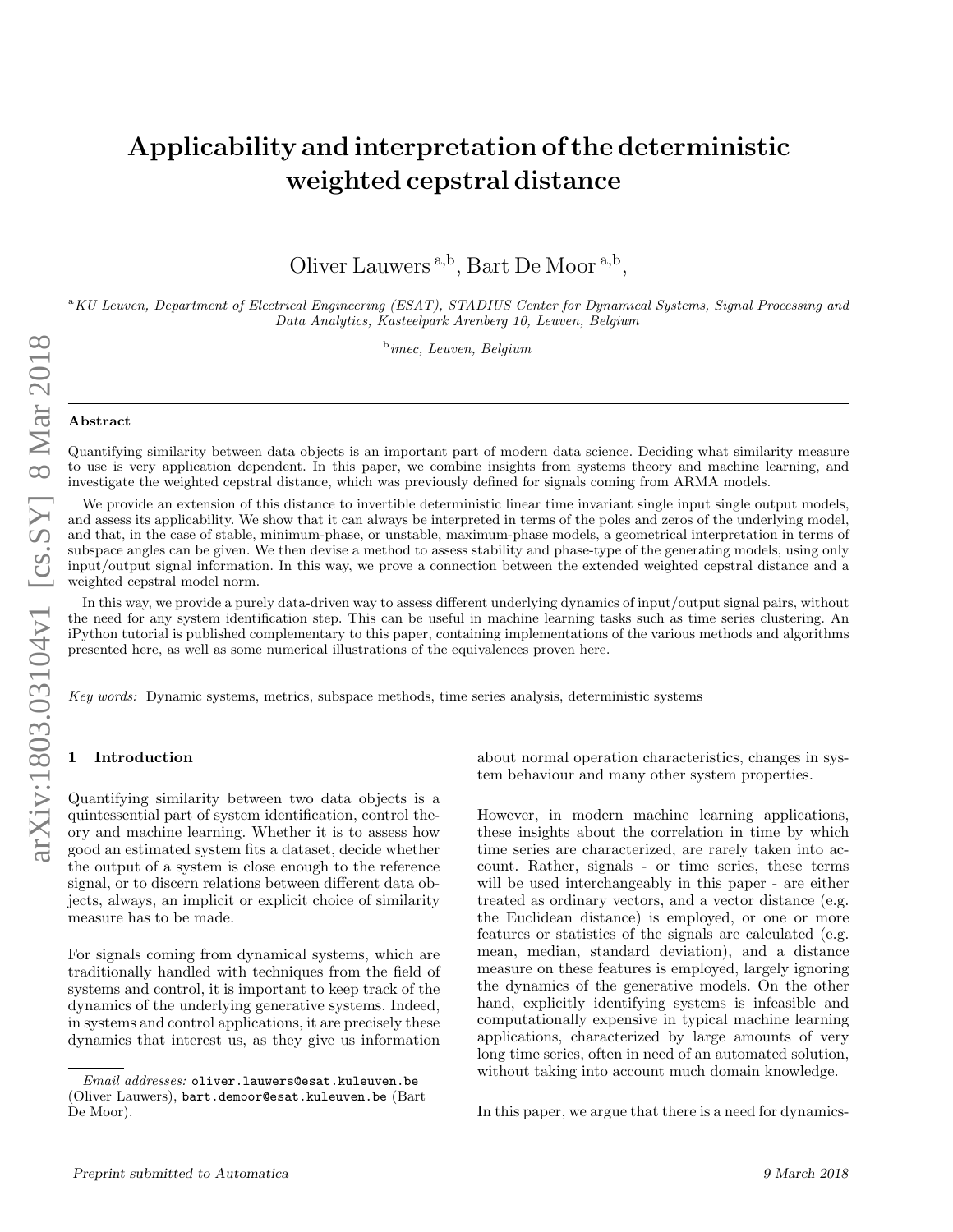# Applicability and interpretation of the deterministic weighted cepstral distance

Oliver Lauwers [a,b], Bart De Moor [a,b],

[a] *KU Leuven, Department of Electrical Engineering (ESAT), STADIUS Center for Dynamical Systems, Signal Processing and Data Analytics, Kasteelpark Arenberg 10, Leuven, Belgium*

[b] *imec, Leuven, Belgium*

## Abstract

Quantifying similarity between data objects is an important part of modern data science. Deciding what similarity measure to use is very application dependent. In this paper, we combine insights from systems theory and machine learning, and investigate the weighted cepstral distance, which was previously defined for signals coming from ARMA models.

We provide an extension of this distance to invertible deterministic linear time invariant single input single output models, and assess its applicability. We show that it can always be interpreted in terms of the poles and zeros of the underlying model, and that, in the case of stable, minimum-phase, or unstable, maximum-phase models, a geometrical interpretation in terms of subspace angles can be given. We then devise a method to assess stability and phase-type of the generating models, using only input/output signal information. In this way, we prove a connection between the extended weighted cepstral distance and a weighted cepstral model norm.

In this way, we provide a purely data-driven way to assess different underlying dynamics of input/output signal pairs, without the need for any system identification step. This can be useful in machine learning tasks such as time series clustering. An iPython tutorial is published complementary to this paper, containing implementations of the various methods and algorithms presented here, as well as some numerical illustrations of the equivalences proven here.

*Key words:* Dynamic systems, metrics, subspace methods, time series analysis, deterministic systems

## 1 Introduction

Quantifying similarity between two data objects is a quintessential part of system identification, control theory and machine learning. Whether it is to assess how good an estimated system fits a dataset, decide whether the output of a system is close enough to the reference signal, or to discern relations between different data objects, always, an implicit or explicit choice of similarity measure has to be made.

For signals coming from dynamical systems, which are traditionally handled with techniques from the field of systems and control, it is important to keep track of the dynamics of the underlying generative systems. Indeed, in systems and control applications, it are precisely these dynamics that interest us, as they give us information about normal operation characteristics, changes in system behaviour and many other system properties.

However, in modern machine learning applications, these insights about the correlation in time by which time series are characterized, are rarely taken into account. Rather, signals - or time series, these terms will be used interchangeably in this paper - are either treated as ordinary vectors, and a vector distance (e.g. the Euclidean distance) is employed, or one or more features or statistics of the signals are calculated (e.g. mean, median, standard deviation), and a distance measure on these features is employed, largely ignoring the dynamics of the generative models. On the other hand, explicitly identifying systems is infeasible and computationally expensive in typical machine learning applications, characterized by large amounts of very long time series, often in need of an automated solution, without taking into account much domain knowledge.

In this paper, we argue that there is a need for dynamics-

*Email addresses:* oliver.lauwers@esat.kuleuven.be (Oliver Lauwers), bart.demoor@esat.kuleuven.be (Bart De Moor).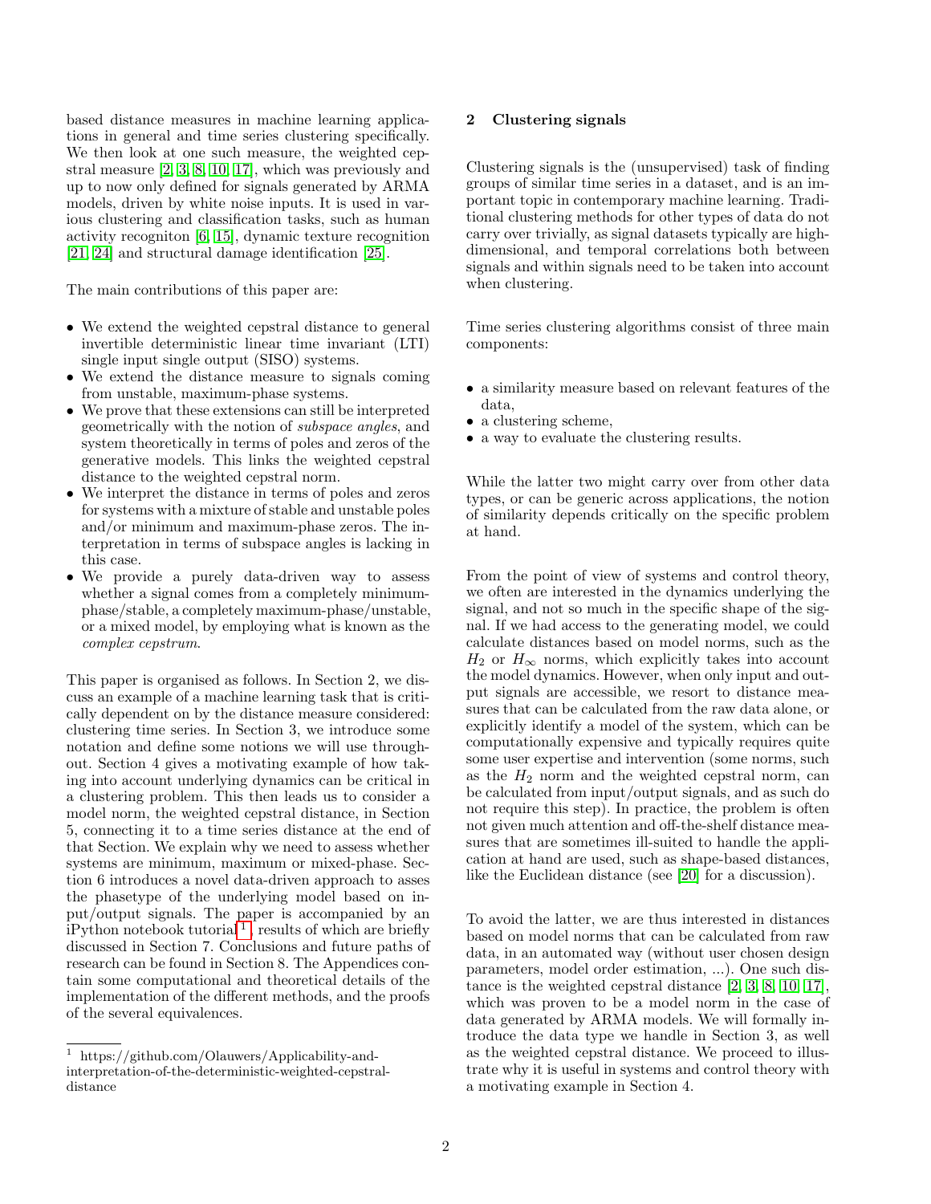based distance measures in machine learning applications in general and time series clustering specifically. We then look at one such measure, the weighted cepstral measure [2, 3, 8, 10, 17], which was previously and up to now only defined for signals generated by ARMA models, driven by white noise inputs. It is used in various clustering and classification tasks, such as human activity recogniton [6, 15], dynamic texture recognition [21, 24] and structural damage identification [25].

The main contributions of this paper are:

- We extend the weighted cepstral distance to general invertible deterministic linear time invariant (LTI) single input single output (SISO) systems.
- We extend the distance measure to signals coming from unstable, maximum-phase systems.
- We prove that these extensions can still be interpreted geometrically with the notion of *subspace angles*, and system theoretically in terms of poles and zeros of the generative models. This links the weighted cepstral distance to the weighted cepstral norm.
- We interpret the distance in terms of poles and zeros for systems with a mixture of stable and unstable poles and/or minimum and maximum-phase zeros. The interpretation in terms of subspace angles is lacking in this case.
- We provide a purely data-driven way to assess whether a signal comes from a completely minimum-phase/stable, a completely maximum-phase/unstable, or a mixed model, by employing what is known as the *complex cepstrum*.

This paper is organised as follows. In Section 2, we discuss an example of a machine learning task that is critically dependent on by the distance measure considered: clustering time series. In Section 3, we introduce some notation and define some notions we will use throughout. Section 4 gives a motivating example of how taking into account underlying dynamics can be critical in a clustering problem. This then leads us to consider a model norm, the weighted cepstral distance, in Section 5, connecting it to a time series distance at the end of that Section. We explain why we need to assess whether systems are minimum, maximum or mixed-phase. Section 6 introduces a novel data-driven approach to asses the phasetype of the underlying model based on input/output signals. The paper is accompanied by an iPython notebook tutorial [1], results of which are briefly discussed in Section 7. Conclusions and future paths of research can be found in Section 8. The Appendices contain some computational and theoretical details of the implementation of the different methods, and the proofs of the several equivalences.

[1] https://github.com/Olauwers/Applicability-and-interpretation-of-the-deterministic-weighted-cepstral-distance

## 2 Clustering signals

Clustering signals is the (unsupervised) task of finding groups of similar time series in a dataset, and is an important topic in contemporary machine learning. Traditional clustering methods for other types of data do not carry over trivially, as signal datasets typically are high-dimensional, and temporal correlations both between signals and within signals need to be taken into account when clustering.

Time series clustering algorithms consist of three main components:

- a similarity measure based on relevant features of the data,
- a clustering scheme,
- a way to evaluate the clustering results.

While the latter two might carry over from other data types, or can be generic across applications, the notion of similarity depends critically on the specific problem at hand.

From the point of view of systems and control theory, we often are interested in the dynamics underlying the signal, and not so much in the specific shape of the signal. If we had access to the generating model, we could calculate distances based on model norms, such as the $H_2$ or $H_\infty$ norms, which explicitly takes into account the model dynamics. However, when only input and output signals are accessible, we resort to distance measures that can be calculated from the raw data alone, or explicitly identify a model of the system, which can be computationally expensive and typically requires quite some user expertise and intervention (some norms, such as the $H_2$ norm and the weighted cepstral norm, can be calculated from input/output signals, and as such do not require this step). In practice, the problem is often not given much attention and off-the-shelf distance measures that are sometimes ill-suited to handle the application at hand are used, such as shape-based distances, like the Euclidean distance (see [20] for a discussion).

To avoid the latter, we are thus interested in distances based on model norms that can be calculated from raw data, in an automated way (without user chosen design parameters, model order estimation, ...). One such distance is the weighted cepstral distance [2, 3, 8, 10, 17], which was proven to be a model norm in the case of data generated by ARMA models. We will formally introduce the data type we handle in Section 3, as well as the weighted cepstral distance. We proceed to illustrate why it is useful in systems and control theory with a motivating example in Section 4.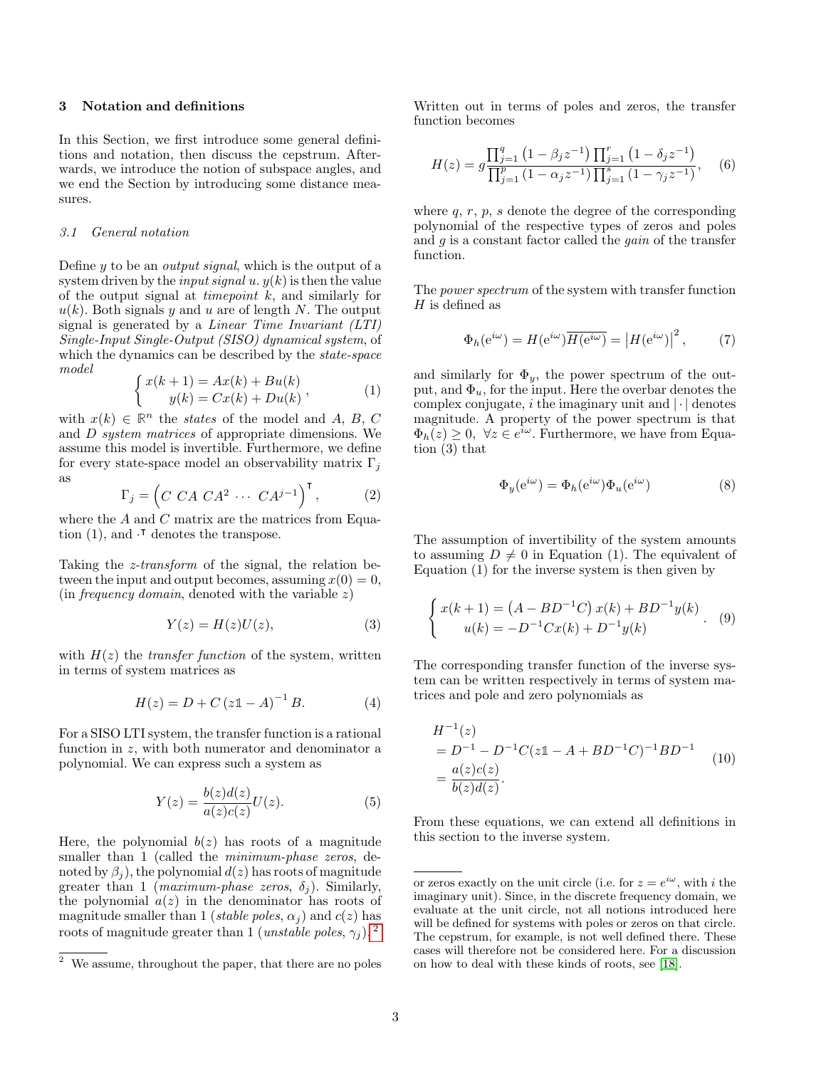## 3 Notation and definitions

In this Section, we first introduce some general definitions and notation, then discuss the cepstrum. Afterwards, we introduce the notion of subspace angles, and we end the Section by introducing some distance measures.

### 3.1 General notation

Define $y$ to be an *output signal*, which is the output of a system driven by the *input signal* $u$. $y(k)$ is then the value of the output signal at *timepoint* $k$, and similarly for $u(k)$. Both signals $y$ and $u$ are of length $N$. The output signal is generated by a *Linear Time Invariant (LTI) Single-Input Single-Output (SISO) dynamical system*, of which the dynamics can be described by the *state-space model*

$$\begin{cases} x(k+1) = Ax(k) + Bu(k) \\ \quad\; y(k) = Cx(k) + Du(k) \end{cases}, \tag{1}$$

with $x(k) \in \mathbb{R}^n$ the *states* of the model and $A$, $B$, $C$ and $D$ *system matrices* of appropriate dimensions. We assume this model is invertible. Furthermore, we define for every state-space model an observability matrix $\Gamma_j$ as

$$\Gamma_j = \begin{pmatrix} C & CA & CA^2 & \cdots & CA^{j-1} \end{pmatrix}^{\intercal}, \tag{2}$$

where the $A$ and $C$ matrix are the matrices from Equation (1), and $\cdot^{\intercal}$ denotes the transpose.

Taking the *z-transform* of the signal, the relation between the input and output becomes, assuming $x(0) = 0$, (in *frequency domain*, denoted with the variable $z$)

$$Y(z) = H(z)U(z), \tag{3}$$

with $H(z)$ the *transfer function* of the system, written in terms of system matrices as

$$H(z) = D + C\left(z\mathbb{1} - A\right)^{-1} B. \tag{4}$$

For a SISO LTI system, the transfer function is a rational function in $z$, with both numerator and denominator a polynomial. We can express such a system as

$$Y(z) = \frac{b(z)d(z)}{a(z)c(z)} U(z). \tag{5}$$

Here, the polynomial $b(z)$ has roots of a magnitude smaller than 1 (called the *minimum-phase zeros*, denoted by $\beta_j$), the polynomial $d(z)$ has roots of magnitude greater than 1 (*maximum-phase zeros*, $\delta_j$). Similarly, the polynomial $a(z)$ in the denominator has roots of magnitude smaller than 1 (*stable poles*, $\alpha_j$) and $c(z)$ has roots of magnitude greater than 1 (*unstable poles*, $\gamma_j$).[2]

Written out in terms of poles and zeros, the transfer function becomes

$$H(z) = g \frac{\prod_{j=1}^{q} \left(1 - \beta_j z^{-1}\right) \prod_{j=1}^{r} \left(1 - \delta_j z^{-1}\right)}{\prod_{j=1}^{p} \left(1 - \alpha_j z^{-1}\right) \prod_{j=1}^{s} \left(1 - \gamma_j z^{-1}\right)}, \tag{6}$$

where $q$, $r$, $p$, $s$ denote the degree of the corresponding polynomial of the respective types of zeros and poles and $g$ is a constant factor called the *gain* of the transfer function.

The *power spectrum* of the system with transfer function $H$ is defined as

$$\Phi_h(\mathrm{e}^{i\omega}) = H(\mathrm{e}^{i\omega})\overline{H(\mathrm{e}^{i\omega})} = \left|H(\mathrm{e}^{i\omega})\right|^2, \tag{7}$$

and similarly for $\Phi_y$, the power spectrum of the output, and $\Phi_u$, for the input. Here the overbar denotes the complex conjugate, $i$ the imaginary unit and $|\cdot|$ denotes magnitude. A property of the power spectrum is that $\Phi_h(z) \geq 0, \ \forall z \in e^{i\omega}$. Furthermore, we have from Equation (3) that

$$\Phi_y(\mathrm{e}^{i\omega}) = \Phi_h(\mathrm{e}^{i\omega})\Phi_u(\mathrm{e}^{i\omega}) \tag{8}$$

The assumption of invertibility of the system amounts to assuming $D \neq 0$ in Equation (1). The equivalent of Equation (1) for the inverse system is then given by

$$\begin{cases} x(k+1) = \left(A - BD^{-1}C\right) x(k) + BD^{-1}y(k) \\ \quad\; u(k) = -D^{-1}Cx(k) + D^{-1}y(k) \end{cases}. \tag{9}$$

The corresponding transfer function of the inverse system can be written respectively in terms of system matrices and pole and zero polynomials as

$$\begin{aligned} &H^{-1}(z) \\ &= D^{-1} - D^{-1}C(z\mathbb{1} - A + BD^{-1}C)^{-1}BD^{-1} \\ &= \frac{a(z)c(z)}{b(z)d(z)}. \end{aligned} \tag{10}$$

From these equations, we can extend all definitions in this section to the inverse system.

[2] We assume, throughout the paper, that there are no poles or zeros exactly on the unit circle (i.e. for $z = e^{i\omega}$, with $i$ the imaginary unit). Since, in the discrete frequency domain, we evaluate at the unit circle, not all notions introduced here will be defined for systems with poles or zeros on that circle. The cepstrum, for example, is not well defined there. These cases will therefore not be considered here. For a discussion on how to deal with these kinds of roots, see [18].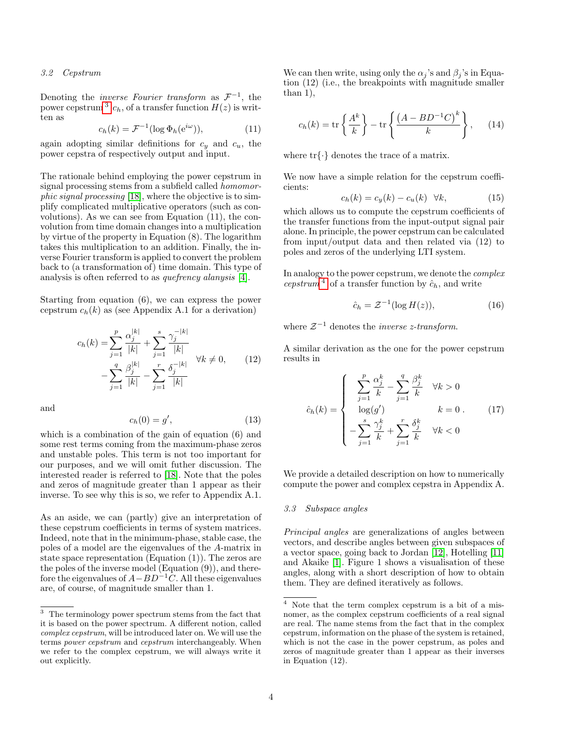### 3.2 Cepstrum

Denoting the *inverse Fourier transform* as $\mathcal{F}^{-1}$, the power cepstrum[3] $c_h$, of a transfer function $H(z)$ is written as

$$c_h(k) = \mathcal{F}^{-1}(\log \Phi_h(e^{i\omega})), \tag{11}$$

again adopting similar definitions for $c_y$ and $c_u$, the power cepstra of respectively output and input.

The rationale behind employing the power cepstrum in signal processing stems from a subfield called *homomorphic signal processing* [18], where the objective is to simplify complicated multiplicative operators (such as convolutions). As we can see from Equation (11), the convolution from time domain changes into a multiplication by virtue of the property in Equation (8). The logarithm takes this multiplication to an addition. Finally, the inverse Fourier transform is applied to convert the problem back to (a transformation of) time domain. This type of analysis is often referred to as *quefrency alanysis* [4].

Starting from equation (6), we can express the power cepstrum $c_h(k)$ as (see Appendix A.1 for a derivation)

$$c_h(k) = \sum_{j=1}^{p} \frac{\alpha_j^{|k|}}{|k|} + \sum_{j=1}^{s} \frac{\gamma_j^{-|k|}}{|k|} - \sum_{j=1}^{q} \frac{\beta_j^{|k|}}{|k|} - \sum_{j=1}^{r} \frac{\delta_j^{-|k|}}{|k|} \quad \forall k \neq 0, \tag{12}$$

and

$$c_h(0) = g', \tag{13}$$

which is a combination of the gain of equation (6) and some rest terms coming from the maximum-phase zeros and unstable poles. This term is not too important for our purposes, and we will omit futher discussion. The interested reader is referred to [18]. Note that the poles and zeros of magnitude greater than 1 appear as their inverse. To see why this is so, we refer to Appendix A.1.

As an aside, we can (partly) give an interpretation of these cepstrum coefficients in terms of system matrices. Indeed, note that in the minimum-phase, stable case, the poles of a model are the eigenvalues of the $A$-matrix in state space representation (Equation (1)). The zeros are the poles of the inverse model (Equation (9)), and therefore the eigenvalues of $A - BD^{-1}C$. All these eigenvalues are, of course, of magnitude smaller than 1.

We can then write, using only the $\alpha_j$'s and $\beta_j$'s in Equation (12) (i.e., the breakpoints with magnitude smaller than 1),

$$c_h(k) = \operatorname{tr}\left\{\frac{A^k}{k}\right\} - \operatorname{tr}\left\{\frac{\left(A - BD^{-1}C\right)^k}{k}\right\}, \tag{14}$$

where $\operatorname{tr}\{\cdot\}$ denotes the trace of a matrix.

We now have a simple relation for the cepstrum coefficients:

$$c_h(k) = c_y(k) - c_u(k) \quad \forall k, \tag{15}$$

which allows us to compute the cepstrum coefficients of the transfer functions from the input-output signal pair alone. In principle, the power cepstrum can be calculated from input/output data and then related via (12) to poles and zeros of the underlying LTI system.

In analogy to the power cepstrum, we denote the *complex cepstrum*[4] of a transfer function by $\hat{c}_h$, and write

$$\hat{c}_h = \mathcal{Z}^{-1}(\log H(z)), \tag{16}$$

where $\mathcal{Z}^{-1}$ denotes the *inverse z-transform*.

A similar derivation as the one for the power cepstrum results in

$$\hat{c}_h(k) = \begin{cases} \displaystyle\sum_{j=1}^{p} \frac{\alpha_j^k}{k} - \sum_{j=1}^{q} \frac{\beta_j^k}{k} & \forall k > 0 \\ \log(g') & k = 0 \\ \displaystyle -\sum_{j=1}^{s} \frac{\gamma_j^k}{k} + \sum_{j=1}^{r} \frac{\delta_j^k}{k} & \forall k < 0 \end{cases}. \tag{17}$$

We provide a detailed description on how to numerically compute the power and complex cepstra in Appendix A.

### 3.3 Subspace angles

*Principal angles* are generalizations of angles between vectors, and describe angles between given subspaces of a vector space, going back to Jordan [12], Hotelling [11] and Akaike [1]. Figure 1 shows a visualisation of these angles, along with a short description of how to obtain them. They are defined iteratively as follows.

---

[3] The terminology power spectrum stems from the fact that it is based on the power spectrum. A different notion, called *complex cepstrum*, will be introduced later on. We will use the terms *power cepstrum* and *cepstrum* interchangeably. When we refer to the complex cepstrum, we will always write it out explicitly.

[4] Note that the term complex cepstrum is a bit of a misnomer, as the complex cepstrum coefficients of a real signal are real. The name stems from the fact that in the complex cepstrum, information on the phase of the system is retained, which is not the case in the power cepstrum, as poles and zeros of magnitude greater than 1 appear as their inverses in Equation (12).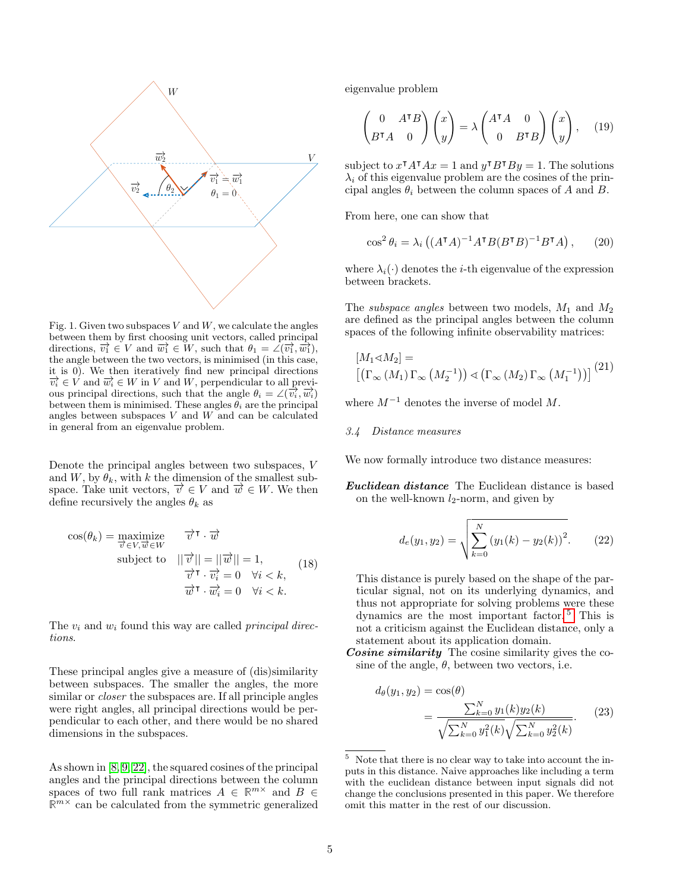Fig. 1. Given two subspaces $V$ and $W$, we calculate the angles between them by first choosing unit vectors, called principal directions, $\vec{v_1} \in V$ and $\vec{w_1} \in W$, such that $\theta_1 = \angle(\vec{v_1}, \vec{w_1})$, the angle between the two vectors, is minimised (in this case, it is 0). We then iteratively find new principal directions $\vec{v_i} \in V$ and $\vec{w_i} \in W$ in $V$ and $W$, perpendicular to all previous principal directions, such that the angle $\theta_i = \angle(\vec{v_i}, \vec{w_i})$ between them is minimised. These angles $\theta_i$ are the principal angles between subspaces $V$ and $W$ and can be calculated in general from an eigenvalue problem.

Denote the principal angles between two subspaces, $V$ and $W$, by $\theta_k$, with $k$ the dimension of the smallest subspace. Take unit vectors, $\vec{v} \in V$ and $\vec{w} \in W$. We then define recursively the angles $\theta_k$ as

$$
\begin{aligned}
\cos(\theta_k) = \underset{\vec{v} \in V, \vec{w} \in W}{\text{maximize}} \quad & \vec{v}^\intercal \cdot \vec{w} \\
\text{subject to} \quad & ||\vec{v}|| = ||\vec{w}|| = 1, \\
& \vec{v}^\intercal \cdot \vec{v_i} = 0 \quad \forall i < k, \\
& \vec{w}^\intercal \cdot \vec{w_i} = 0 \quad \forall i < k.
\end{aligned} \tag{18}
$$

The $v_i$ and $w_i$ found this way are called *principal directions*.

These principal angles give a measure of (dis)similarity between subspaces. The smaller the angles, the more similar or *closer* the subspaces are. If all principle angles were right angles, all principal directions would be perpendicular to each other, and there would be no shared dimensions in the subspaces.

As shown in [8, 9, 22], the squared cosines of the principal angles and the principal directions between the column spaces of two full rank matrices $A \in \mathbb{R}^{m\times}$ and $B \in \mathbb{R}^{m\times}$ can be calculated from the symmetric generalized eigenvalue problem

$$
\begin{pmatrix} 0 & A^\intercal B \\ B^\intercal A & 0 \end{pmatrix} \begin{pmatrix} x \\ y \end{pmatrix} = \lambda \begin{pmatrix} A^\intercal A & 0 \\ 0 & B^\intercal B \end{pmatrix} \begin{pmatrix} x \\ y \end{pmatrix}, \tag{19}
$$

subject to $x^\intercal A^\intercal A x = 1$ and $y^\intercal B^\intercal B y = 1$. The solutions $\lambda_i$ of this eigenvalue problem are the cosines of the principal angles $\theta_i$ between the column spaces of $A$ and $B$.

From here, one can show that

$$
\cos^2 \theta_i = \lambda_i \left( (A^\intercal A)^{-1} A^\intercal B (B^\intercal B)^{-1} B^\intercal A \right), \tag{20}
$$

where $\lambda_i(\cdot)$ denotes the $i$-th eigenvalue of the expression between brackets.

The *subspace angles* between two models, $M_1$ and $M_2$ are defined as the principal angles between the column spaces of the following infinite observability matrices:

$$
\begin{aligned}
&[M_1 \triangleleft M_2] = \\
&\left[ \left( \Gamma_\infty (M_1) \, \Gamma_\infty \left( M_2^{-1} \right) \right) \triangleleft \left( \Gamma_\infty (M_2) \, \Gamma_\infty \left( M_1^{-1} \right) \right) \right]
\end{aligned} \tag{21}
$$

where $M^{-1}$ denotes the inverse of model $M$.

### 3.4 Distance measures

We now formally introduce two distance measures:

***Euclidean distance*** The Euclidean distance is based on the well-known $l_2$-norm, and given by

$$
d_e(y_1, y_2) = \sqrt{\sum_{k=0}^{N} (y_1(k) - y_2(k))^2}. \tag{22}
$$

This distance is purely based on the shape of the particular signal, not on its underlying dynamics, and thus not appropriate for solving problems were these dynamics are the most important factor.[5] This is not a criticism against the Euclidean distance, only a statement about its application domain.

***Cosine similarity*** The cosine similarity gives the cosine of the angle, $\theta$, between two vectors, i.e.

$$
\begin{aligned}
d_\theta(y_1, y_2) &= \cos(\theta) \\
&= \frac{\sum_{k=0}^{N} y_1(k) y_2(k)}{\sqrt{\sum_{k=0}^{N} y_1^2(k)} \sqrt{\sum_{k=0}^{N} y_2^2(k)}}.
\end{aligned} \tag{23}
$$

[5] Note that there is no clear way to take into account the inputs in this distance. Naive approaches like including a term with the euclidean distance between input signals did not change the conclusions presented in this paper. We therefore omit this matter in the rest of our discussion.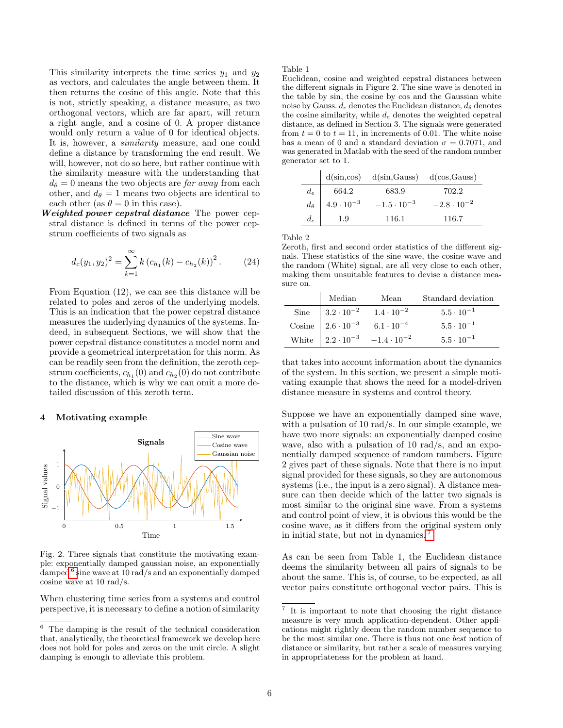This similarity interprets the time series $y_1$ and $y_2$ as vectors, and calculates the angle between them. It then returns the cosine of this angle. Note that this is not, strictly speaking, a distance measure, as two orthogonal vectors, which are far apart, will return a right angle, and a cosine of 0. A proper distance would only return a value of 0 for identical objects. It is, however, a *similarity* measure, and one could define a distance by transforming the end result. We will, however, not do so here, but rather continue with the similarity measure with the understanding that $d_\theta = 0$ means the two objects are *far away* from each other, and $d_\theta = 1$ means two objects are identical to each other (as $\theta = 0$ in this case).

***Weighted power cepstral distance*** The power cepstral distance is defined in terms of the power cepstrum coefficients of two signals as

$$d_c(y_1, y_2)^2 = \sum_{k=1}^{\infty} k \left(c_{h_1}(k) - c_{h_2}(k)\right)^2. \tag{24}$$

From Equation (12), we can see this distance will be related to poles and zeros of the underlying models. This is an indication that the power cepstral distance measures the underlying dynamics of the systems. Indeed, in subsequent Sections, we will show that the power cepstral distance constitutes a model norm and provide a geometrical interpretation for this norm. As can be readily seen from the definition, the zeroth cepstrum coefficients, $c_{h_1}(0)$ and $c_{h_2}(0)$ do not contribute to the distance, which is why we can omit a more detailed discussion of this zeroth term.

## 4 Motivating example

Fig. 2. Three signals that constitute the motivating example: exponentially damped gaussian noise, an exponentially damped[6] sine wave at 10 rad/s and an exponentially damped cosine wave at 10 rad/s.

When clustering time series from a systems and control perspective, it is necessary to define a notion of similarity that takes into account information about the dynamics of the system. In this section, we present a simple motivating example that shows the need for a model-driven distance measure in systems and control theory.

Suppose we have an exponentially damped sine wave, with a pulsation of 10 rad/s. In our simple example, we have two more signals: an exponentially damped cosine wave, also with a pulsation of 10 rad/s, and an exponentially damped sequence of random numbers. Figure 2 gives part of these signals. Note that there is no input signal provided for these signals, so they are autonomous systems (i.e., the input is a zero signal). A distance measure can then decide which of the latter two signals is most similar to the original sine wave. From a systems and control point of view, it is obvious this would be the cosine wave, as it differs from the original system only in initial state, but not in dynamics.[7]

As can be seen from Table 1, the Euclidean distance deems the similarity between all pairs of signals to be about the same. This is, of course, to be expected, as all vector pairs constitute orthogonal vector pairs. This is

Table 1
Euclidean, cosine and weighted cepstral distances between the different signals in Figure 2. The sine wave is denoted in the table by sin, the cosine by cos and the Gaussian white noise by Gauss. $d_e$ denotes the Euclidean distance, $d_\theta$ denotes the cosine similarity, while $d_c$ denotes the weighted cepstral distance, as defined in Section 3. The signals were generated from $t = 0$ to $t = 11$, in increments of 0.01. The white noise has a mean of 0 and a standard deviation $\sigma = 0.7071$, and was generated in Matlab with the seed of the random number generator set to 1.

| | d(sin,cos) | d(sin,Gauss) | d(cos,Gauss) |
|---|---|---|---|
| $d_e$ | 664.2 | 683.9 | 702.2 |
| $d_\theta$ | $4.9 \cdot 10^{-3}$ | $-1.5 \cdot 10^{-3}$ | $-2.8 \cdot 10^{-2}$ |
| $d_c$ | 1.9 | 116.1 | 116.7 |

Table 2
Zeroth, first and second order statistics of the different signals. These statistics of the sine wave, the cosine wave and the random (White) signal, are all very close to each other, making them unsuitable features to devise a distance measure on.

| | Median | Mean | Standard deviation |
|---|---|---|---|
| Sine | $3.2 \cdot 10^{-2}$ | $1.4 \cdot 10^{-2}$ | $5.5 \cdot 10^{-1}$ |
| Cosine | $2.6 \cdot 10^{-3}$ | $6.1 \cdot 10^{-4}$ | $5.5 \cdot 10^{-1}$ |
| White | $2.2 \cdot 10^{-3}$ | $-1.4 \cdot 10^{-2}$ | $5.5 \cdot 10^{-1}$ |

[6] The damping is the result of the technical consideration that, analytically, the theoretical framework we develop here does not hold for poles and zeros on the unit circle. A slight damping is enough to alleviate this problem.

[7] It is important to note that choosing the right distance measure is very much application-dependent. Other applications might rightly deem the random number sequence to be the most similar one. There is thus not one *best* notion of distance or similarity, but rather a scale of measures varying in appropriateness for the problem at hand.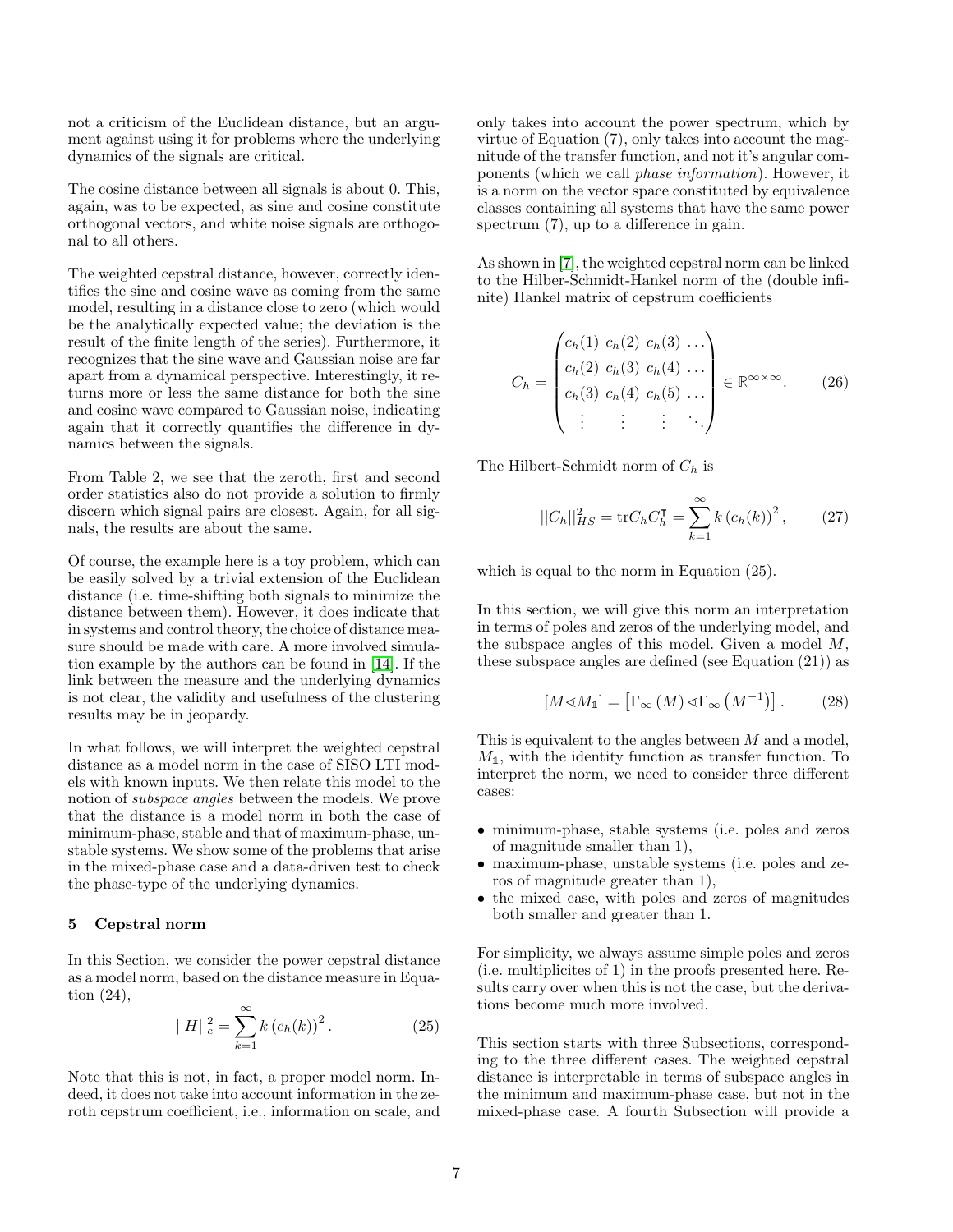not a criticism of the Euclidean distance, but an argument against using it for problems where the underlying dynamics of the signals are critical.

The cosine distance between all signals is about 0. This, again, was to be expected, as sine and cosine constitute orthogonal vectors, and white noise signals are orthogonal to all others.

The weighted cepstral distance, however, correctly identifies the sine and cosine wave as coming from the same model, resulting in a distance close to zero (which would be the analytically expected value; the deviation is the result of the finite length of the series). Furthermore, it recognizes that the sine wave and Gaussian noise are far apart from a dynamical perspective. Interestingly, it returns more or less the same distance for both the sine and cosine wave compared to Gaussian noise, indicating again that it correctly quantifies the difference in dynamics between the signals.

From Table 2, we see that the zeroth, first and second order statistics also do not provide a solution to firmly discern which signal pairs are closest. Again, for all signals, the results are about the same.

Of course, the example here is a toy problem, which can be easily solved by a trivial extension of the Euclidean distance (i.e. time-shifting both signals to minimize the distance between them). However, it does indicate that in systems and control theory, the choice of distance measure should be made with care. A more involved simulation example by the authors can be found in [14]. If the link between the measure and the underlying dynamics is not clear, the validity and usefulness of the clustering results may be in jeopardy.

In what follows, we will interpret the weighted cepstral distance as a model norm in the case of SISO LTI models with known inputs. We then relate this model to the notion of *subspace angles* between the models. We prove that the distance is a model norm in both the case of minimum-phase, stable and that of maximum-phase, unstable systems. We show some of the problems that arise in the mixed-phase case and a data-driven test to check the phase-type of the underlying dynamics.

## 5 Cepstral norm

In this Section, we consider the power cepstral distance as a model norm, based on the distance measure in Equation (24),

$$||H||_c^2 = \sum_{k=1}^{\infty} k\left(c_h(k)\right)^2. \tag{25}$$

Note that this is not, in fact, a proper model norm. Indeed, it does not take into account information in the zeroth cepstrum coefficient, i.e., information on scale, and only takes into account the power spectrum, which by virtue of Equation (7), only takes into account the magnitude of the transfer function, and not it's angular components (which we call *phase information*). However, it is a norm on the vector space constituted by equivalence classes containing all systems that have the same power spectrum (7), up to a difference in gain.

As shown in [7], the weighted cepstral norm can be linked to the Hilber-Schmidt-Hankel norm of the (double infinite) Hankel matrix of cepstrum coefficients

$$C_h = \begin{pmatrix} c_h(1) & c_h(2) & c_h(3) & \dots \\ c_h(2) & c_h(3) & c_h(4) & \dots \\ c_h(3) & c_h(4) & c_h(5) & \dots \\ \vdots & \vdots & \vdots & \ddots \end{pmatrix} \in \mathbb{R}^{\infty\times\infty}. \tag{26}$$

The Hilbert-Schmidt norm of $C_h$ is

$$||C_h||_{HS}^2 = \mathrm{tr} C_h C_h^{\intercal} = \sum_{k=1}^{\infty} k\left(c_h(k)\right)^2, \tag{27}$$

which is equal to the norm in Equation (25).

In this section, we will give this norm an interpretation in terms of poles and zeros of the underlying model, and the subspace angles of this model. Given a model $M$, these subspace angles are defined (see Equation (21)) as

$$[M \sphericalangle M_{\mathbb{1}}] = \left[\Gamma_\infty(M) \sphericalangle \Gamma_\infty\left(M^{-1}\right)\right]. \tag{28}$$

This is equivalent to the angles between $M$ and a model, $M_{\mathbb{1}}$, with the identity function as transfer function. To interpret the norm, we need to consider three different cases:

- minimum-phase, stable systems (i.e. poles and zeros of magnitude smaller than 1),
- maximum-phase, unstable systems (i.e. poles and zeros of magnitude greater than 1),
- the mixed case, with poles and zeros of magnitudes both smaller and greater than 1.

For simplicity, we always assume simple poles and zeros (i.e. multiplicites of 1) in the proofs presented here. Results carry over when this is not the case, but the derivations become much more involved.

This section starts with three Subsections, corresponding to the three different cases. The weighted cepstral distance is interpretable in terms of subspace angles in the minimum and maximum-phase case, but not in the mixed-phase case. A fourth Subsection will provide a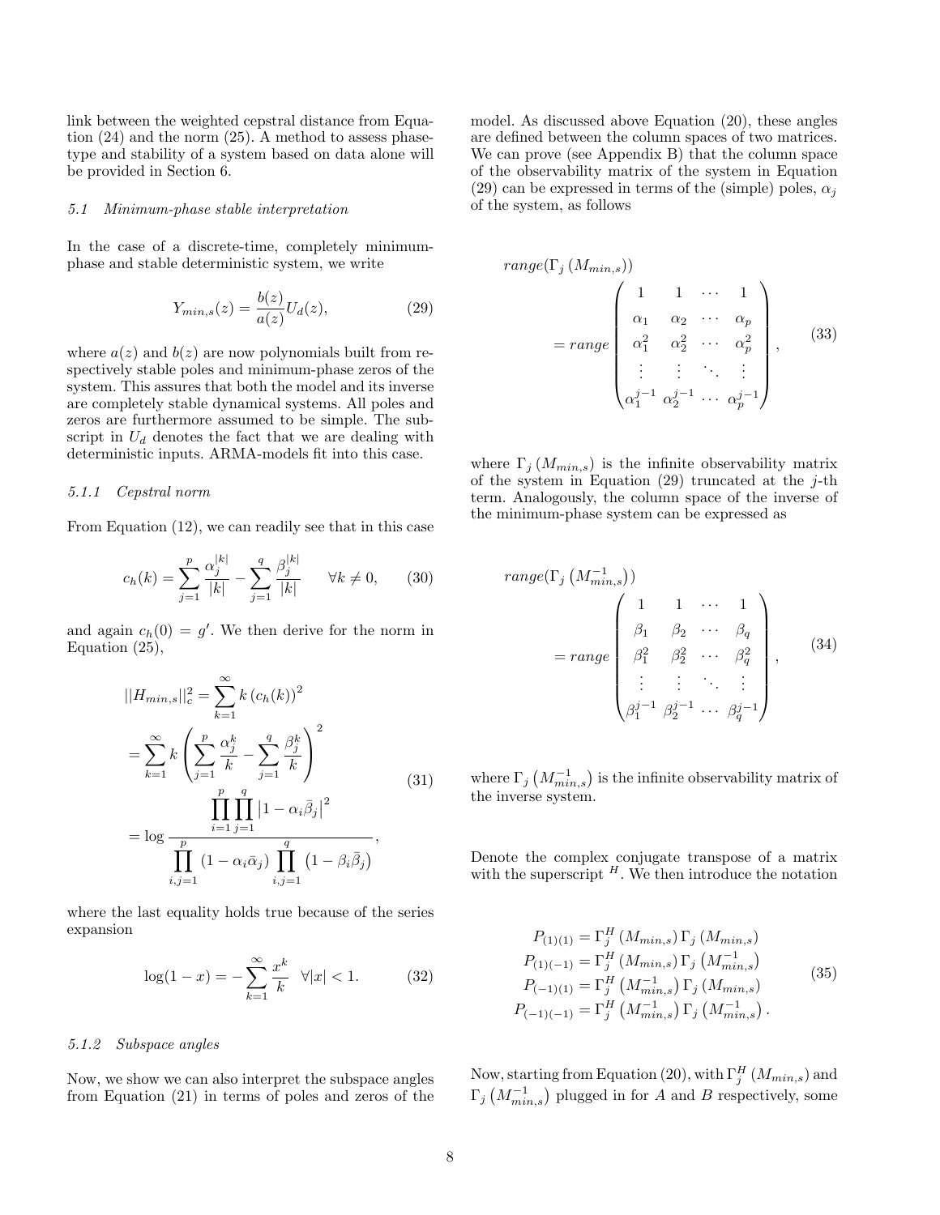link between the weighted cepstral distance from Equation (24) and the norm (25). A method to assess phase-type and stability of a system based on data alone will be provided in Section 6.

### 5.1 Minimum-phase stable interpretation

In the case of a discrete-time, completely minimum-phase and stable deterministic system, we write

$$Y_{min,s}(z) = \frac{b(z)}{a(z)} U_d(z), \tag{29}$$

where $a(z)$ and $b(z)$ are now polynomials built from respectively stable poles and minimum-phase zeros of the system. This assures that both the model and its inverse are completely stable dynamical systems. All poles and zeros are furthermore assumed to be simple. The subscript in $U_d$ denotes the fact that we are dealing with deterministic inputs. ARMA-models fit into this case.

#### 5.1.1 Cepstral norm

From Equation (12), we can readily see that in this case

$$c_h(k) = \sum_{j=1}^{p} \frac{\alpha_j^{|k|}}{|k|} - \sum_{j=1}^{q} \frac{\beta_j^{|k|}}{|k|} \qquad \forall k \neq 0, \tag{30}$$

and again $c_h(0) = g'$. We then derive for the norm in Equation (25),

$$\begin{aligned} ||H_{min,s}||_c^2 &= \sum_{k=1}^{\infty} k \left(c_h(k)\right)^2 \\ &= \sum_{k=1}^{\infty} k \left( \sum_{j=1}^{p} \frac{\alpha_j^k}{k} - \sum_{j=1}^{q} \frac{\beta_j^k}{k} \right)^2 \\ &= \log \frac{\prod_{i=1}^{p} \prod_{j=1}^{q} \left|1 - \alpha_i \bar{\beta}_j\right|^2}{\prod_{i,j=1}^{p} \left(1 - \alpha_i \bar{\alpha}_j\right) \prod_{i,j=1}^{q} \left(1 - \beta_i \bar{\beta}_j\right)}, \end{aligned} \tag{31}$$

where the last equality holds true because of the series expansion

$$\log(1-x) = -\sum_{k=1}^{\infty} \frac{x^k}{k} \quad \forall |x| < 1. \tag{32}$$

#### 5.1.2 Subspace angles

Now, we show we can also interpret the subspace angles from Equation (21) in terms of poles and zeros of the model. As discussed above Equation (20), these angles are defined between the column spaces of two matrices. We can prove (see Appendix B) that the column space of the observability matrix of the system in Equation (29) can be expressed in terms of the (simple) poles, $\alpha_j$ of the system, as follows

$$range(\Gamma_j(M_{min,s})) = range \begin{pmatrix} 1 & 1 & \cdots & 1 \\ \alpha_1 & \alpha_2 & \cdots & \alpha_p \\ \alpha_1^2 & \alpha_2^2 & \cdots & \alpha_p^2 \\ \vdots & \vdots & \ddots & \vdots \\ \alpha_1^{j-1} & \alpha_2^{j-1} & \cdots & \alpha_p^{j-1} \end{pmatrix}, \tag{33}$$

where $\Gamma_j(M_{min,s})$ is the infinite observability matrix of the system in Equation (29) truncated at the $j$-th term. Analogously, the column space of the inverse of the minimum-phase system can be expressed as

$$range(\Gamma_j(M_{min,s}^{-1})) = range \begin{pmatrix} 1 & 1 & \cdots & 1 \\ \beta_1 & \beta_2 & \cdots & \beta_q \\ \beta_1^2 & \beta_2^2 & \cdots & \beta_q^2 \\ \vdots & \vdots & \ddots & \vdots \\ \beta_1^{j-1} & \beta_2^{j-1} & \cdots & \beta_q^{j-1} \end{pmatrix}, \tag{34}$$

where $\Gamma_j(M_{min,s}^{-1})$ is the infinite observability matrix of the inverse system.

Denote the complex conjugate transpose of a matrix with the superscript $^H$. We then introduce the notation

$$\begin{aligned} P_{(1)(1)} &= \Gamma_j^H(M_{min,s})\Gamma_j(M_{min,s}) \\ P_{(1)(-1)} &= \Gamma_j^H(M_{min,s})\Gamma_j(M_{min,s}^{-1}) \\ P_{(-1)(1)} &= \Gamma_j^H(M_{min,s}^{-1})\Gamma_j(M_{min,s}) \\ P_{(-1)(-1)} &= \Gamma_j^H(M_{min,s}^{-1})\Gamma_j(M_{min,s}^{-1}). \end{aligned} \tag{35}$$

Now, starting from Equation (20), with $\Gamma_j^H(M_{min,s})$ and $\Gamma_j(M_{min,s}^{-1})$ plugged in for $A$ and $B$ respectively, some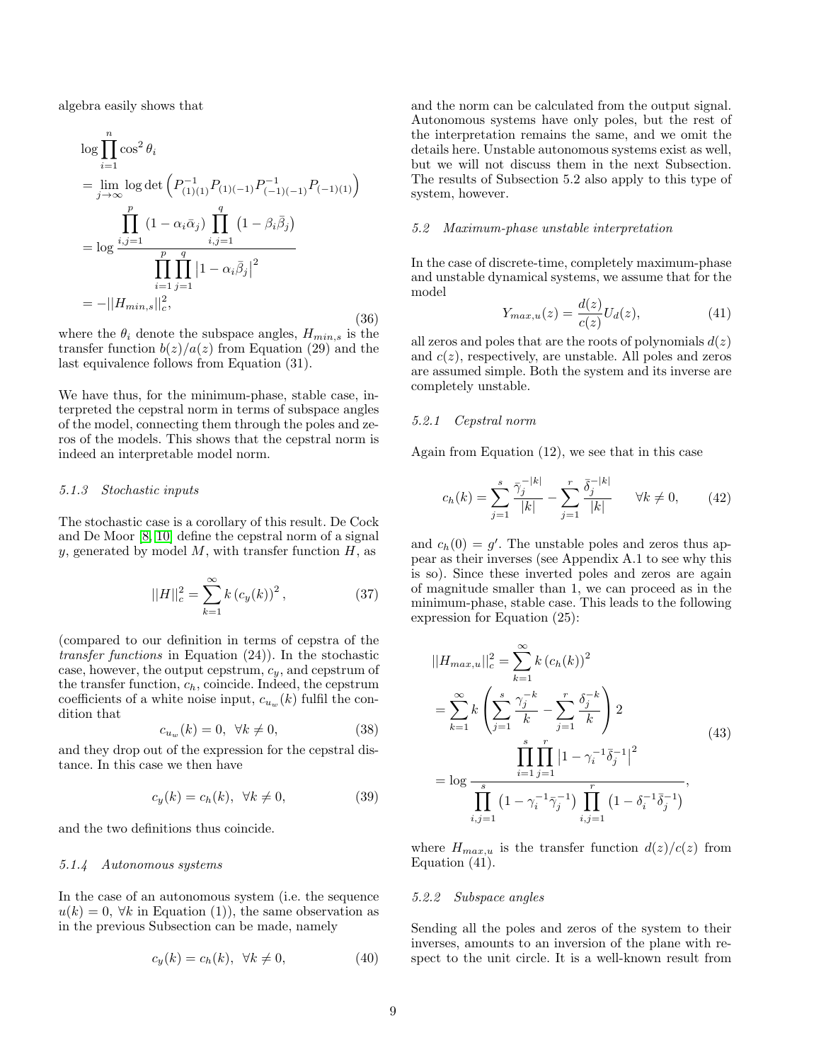algebra easily shows that

$$
\begin{aligned}
&\log \prod_{i=1}^{n} \cos^2 \theta_i \\
&= \lim_{j\to\infty} \log \det \left( P_{(1)(1)}^{-1} P_{(1)(-1)} P_{(-1)(-1)}^{-1} P_{(-1)(1)} \right) \\
&= \log \frac{\prod_{i,j=1}^{p} \left(1 - \alpha_i \bar{\alpha}_j\right) \prod_{i,j=1}^{q} \left(1 - \beta_i \bar{\beta}_j\right)}{\prod_{i=1}^{p} \prod_{j=1}^{q} \left|1 - \alpha_i \bar{\beta}_j\right|^2} \\
&= -||H_{min,s}||_c^2,
\end{aligned}
\tag{36}
$$

where the $\theta_i$ denote the subspace angles, $H_{min,s}$ is the transfer function $b(z)/a(z)$ from Equation (29) and the last equivalence follows from Equation (31).

We have thus, for the minimum-phase, stable case, interpreted the cepstral norm in terms of subspace angles of the model, connecting them through the poles and zeros of the models. This shows that the cepstral norm is indeed an interpretable model norm.

#### 5.1.3 Stochastic inputs

The stochastic case is a corollary of this result. De Cock and De Moor [8, 10] define the cepstral norm of a signal $y$, generated by model $M$, with transfer function $H$, as

$$
||H||_c^2 = \sum_{k=1}^{\infty} k \left(c_y(k)\right)^2, \tag{37}
$$

(compared to our definition in terms of cepstra of the *transfer functions* in Equation (24)). In the stochastic case, however, the output cepstrum, $c_y$, and cepstrum of the transfer function, $c_h$, coincide. Indeed, the cepstrum coefficients of a white noise input, $c_{u_w}(k)$ fulfil the condition that

$$
c_{u_w}(k) = 0, \ \forall k \neq 0, \tag{38}
$$

and they drop out of the expression for the cepstral distance. In this case we then have

$$
c_y(k) = c_h(k), \ \forall k \neq 0, \tag{39}
$$

and the two definitions thus coincide.

#### 5.1.4 Autonomous systems

In the case of an autonomous system (i.e. the sequence $u(k) = 0, \ \forall k$ in Equation (1)), the same observation as in the previous Subsection can be made, namely

$$
c_y(k) = c_h(k), \ \forall k \neq 0, \tag{40}
$$

and the norm can be calculated from the output signal. Autonomous systems have only poles, but the rest of the interpretation remains the same, and we omit the details here. Unstable autonomous systems exist as well, but we will not discuss them in the next Subsection. The results of Subsection 5.2 also apply to this type of system, however.

### 5.2 Maximum-phase unstable interpretation

In the case of discrete-time, completely maximum-phase and unstable dynamical systems, we assume that for the model

$$
Y_{max,u}(z) = \frac{d(z)}{c(z)} U_d(z), \tag{41}
$$

all zeros and poles that are the roots of polynomials $d(z)$ and $c(z)$, respectively, are unstable. All poles and zeros are assumed simple. Both the system and its inverse are completely unstable.

#### 5.2.1 Cepstral norm

Again from Equation (12), we see that in this case

$$
c_h(k) = \sum_{j=1}^{s} \frac{\bar{\gamma}_j^{-|k|}}{|k|} - \sum_{j=1}^{r} \frac{\bar{\delta}_j^{-|k|}}{|k|} \qquad \forall k \neq 0, \tag{42}
$$

and $c_h(0) = g'$. The unstable poles and zeros thus appear as their inverses (see Appendix A.1 to see why this is so). Since these inverted poles and zeros are again of magnitude smaller than 1, we can proceed as in the minimum-phase, stable case. This leads to the following expression for Equation (25):

$$
\begin{aligned}
&||H_{max,u}||_c^2 = \sum_{k=1}^{\infty} k \left(c_h(k)\right)^2 \\
&= \sum_{k=1}^{\infty} k \left( \sum_{j=1}^{s} \frac{\gamma_j^{-k}}{k} - \sum_{j=1}^{r} \frac{\delta_j^{-k}}{k} \right) 2 \\
&= \log \frac{\prod_{i=1}^{s} \prod_{j=1}^{r} \left|1 - \gamma_i^{-1} \bar{\delta}_j^{-1}\right|^2}{\prod_{i,j=1}^{s} \left(1 - \gamma_i^{-1} \bar{\gamma}_j^{-1}\right) \prod_{i,j=1}^{r} \left(1 - \delta_i^{-1} \bar{\delta}_j^{-1}\right)},
\end{aligned}
\tag{43}
$$

where $H_{max,u}$ is the transfer function $d(z)/c(z)$ from Equation (41).

#### 5.2.2 Subspace angles

Sending all the poles and zeros of the system to their inverses, amounts to an inversion of the plane with respect to the unit circle. It is a well-known result from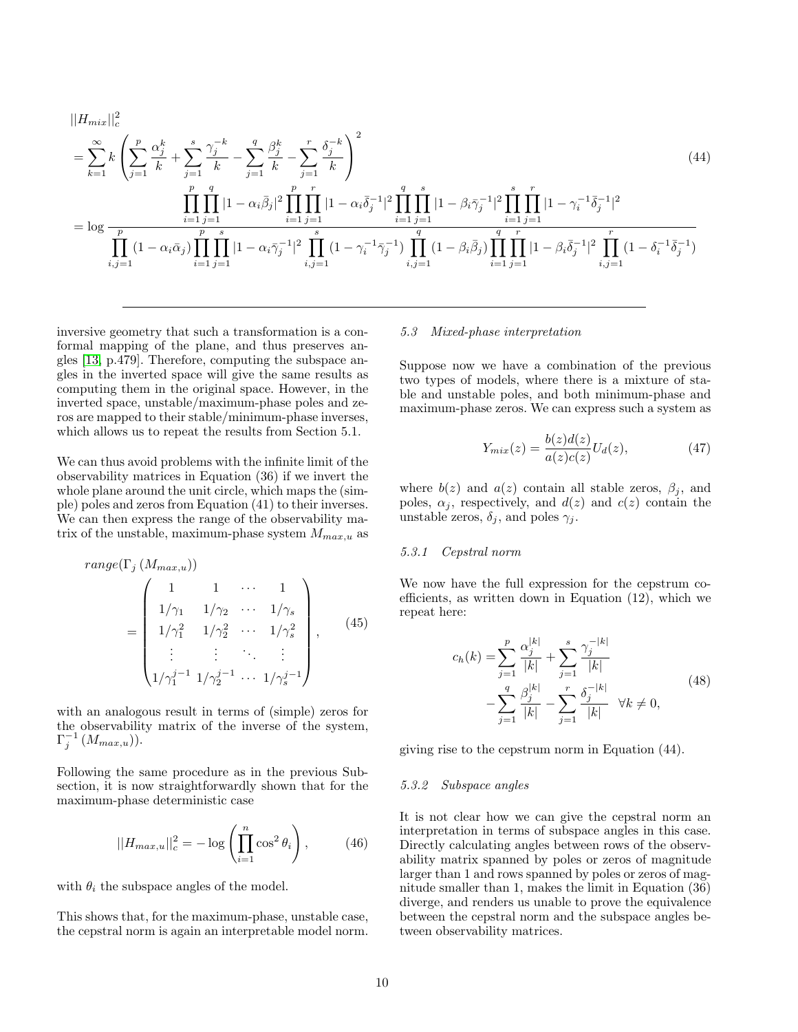$$
\begin{aligned}
&||H_{mix}||_c^2 \\
&= \sum_{k=1}^{\infty} k \left( \sum_{j=1}^{p} \frac{\alpha_j^k}{k} + \sum_{j=1}^{s} \frac{\gamma_j^{-k}}{k} - \sum_{j=1}^{q} \frac{\beta_j^k}{k} - \sum_{j=1}^{r} \frac{\delta_j^{-k}}{k} \right)^2 \\
&= \log \frac{\prod_{i=1}^{p}\prod_{j=1}^{q} |1-\alpha_i\bar{\beta}_j|^2 \prod_{i=1}^{p}\prod_{j=1}^{r} |1-\alpha_i\bar{\delta}_j^{-1}|^2 \prod_{i=1}^{q}\prod_{j=1}^{s} |1-\beta_i\bar{\gamma}_j^{-1}|^2 \prod_{i=1}^{s}\prod_{j=1}^{r} |1-\gamma_i^{-1}\bar{\delta}_j^{-1}|^2}{\prod_{i,j=1}^{p} (1-\alpha_i\bar{\alpha}_j) \prod_{i=1}^{p}\prod_{j=1}^{s} |1-\alpha_i\bar{\gamma}_j^{-1}|^2 \prod_{i,j=1}^{s} (1-\gamma_i^{-1}\bar{\gamma}_j^{-1}) \prod_{i,j=1}^{q} (1-\beta_i\bar{\beta}_j) \prod_{i=1}^{q}\prod_{j=1}^{r} |1-\beta_i\bar{\delta}_j^{-1}|^2 \prod_{i,j=1}^{r} (1-\delta_i^{-1}\bar{\delta}_j^{-1})}
\end{aligned}
\tag{44}
$$

inversive geometry that such a transformation is a conformal mapping of the plane, and thus preserves angles [13, p.479]. Therefore, computing the subspace angles in the inverted space will give the same results as computing them in the original space. However, in the inverted space, unstable/maximum-phase poles and zeros are mapped to their stable/minimum-phase inverses, which allows us to repeat the results from Section 5.1.

We can thus avoid problems with the infinite limit of the observability matrices in Equation (36) if we invert the whole plane around the unit circle, which maps the (simple) poles and zeros from Equation (41) to their inverses. We can then express the range of the observability matrix of the unstable, maximum-phase system $M_{max,u}$ as

$$
\begin{aligned}
&range(\Gamma_j\left(M_{max,u}\right)) \\
&= \begin{pmatrix} 1 & 1 & \cdots & 1 \\ 1/\gamma_1 & 1/\gamma_2 & \cdots & 1/\gamma_s \\ 1/\gamma_1^2 & 1/\gamma_2^2 & \cdots & 1/\gamma_s^2 \\ \vdots & \vdots & \ddots & \vdots \\ 1/\gamma_1^{j-1} & 1/\gamma_2^{j-1} & \cdots & 1/\gamma_s^{j-1} \end{pmatrix},
\end{aligned}
\tag{45}
$$

with an analogous result in terms of (simple) zeros for the observability matrix of the inverse of the system, $\Gamma_j^{-1}\left(M_{max,u}\right)$).

Following the same procedure as in the previous Subsection, it is now straightforwardly shown that for the maximum-phase deterministic case

$$
||H_{max,u}||_c^2 = -\log\left(\prod_{i=1}^{n} \cos^2\theta_i\right), \tag{46}
$$

with $\theta_i$ the subspace angles of the model.

This shows that, for the maximum-phase, unstable case, the cepstral norm is again an interpretable model norm.

### 5.3 Mixed-phase interpretation

Suppose now we have a combination of the previous two types of models, where there is a mixture of stable and unstable poles, and both minimum-phase and maximum-phase zeros. We can express such a system as

$$
Y_{mix}(z) = \frac{b(z)d(z)}{a(z)c(z)} U_d(z), \tag{47}
$$

where $b(z)$ and $a(z)$ contain all stable zeros, $\beta_j$, and poles, $\alpha_j$, respectively, and $d(z)$ and $c(z)$ contain the unstable zeros, $\delta_j$, and poles $\gamma_j$.

#### 5.3.1 Cepstral norm

We now have the full expression for the cepstrum coefficients, as written down in Equation (12), which we repeat here:

$$
\begin{aligned}
c_h(k) = &\sum_{j=1}^{p} \frac{\alpha_j^{|k|}}{|k|} + \sum_{j=1}^{s} \frac{\gamma_j^{-|k|}}{|k|} \\
&- \sum_{j=1}^{q} \frac{\beta_j^{|k|}}{|k|} - \sum_{j=1}^{r} \frac{\delta_j^{-|k|}}{|k|} \quad \forall k \neq 0,
\end{aligned}
\tag{48}
$$

giving rise to the cepstrum norm in Equation (44).

#### 5.3.2 Subspace angles

It is not clear how we can give the cepstral norm an interpretation in terms of subspace angles in this case. Directly calculating angles between rows of the observability matrix spanned by poles or zeros of magnitude larger than 1 and rows spanned by poles or zeros of magnitude smaller than 1, makes the limit in Equation (36) diverge, and renders us unable to prove the equivalence between the cepstral norm and the subspace angles between observability matrices.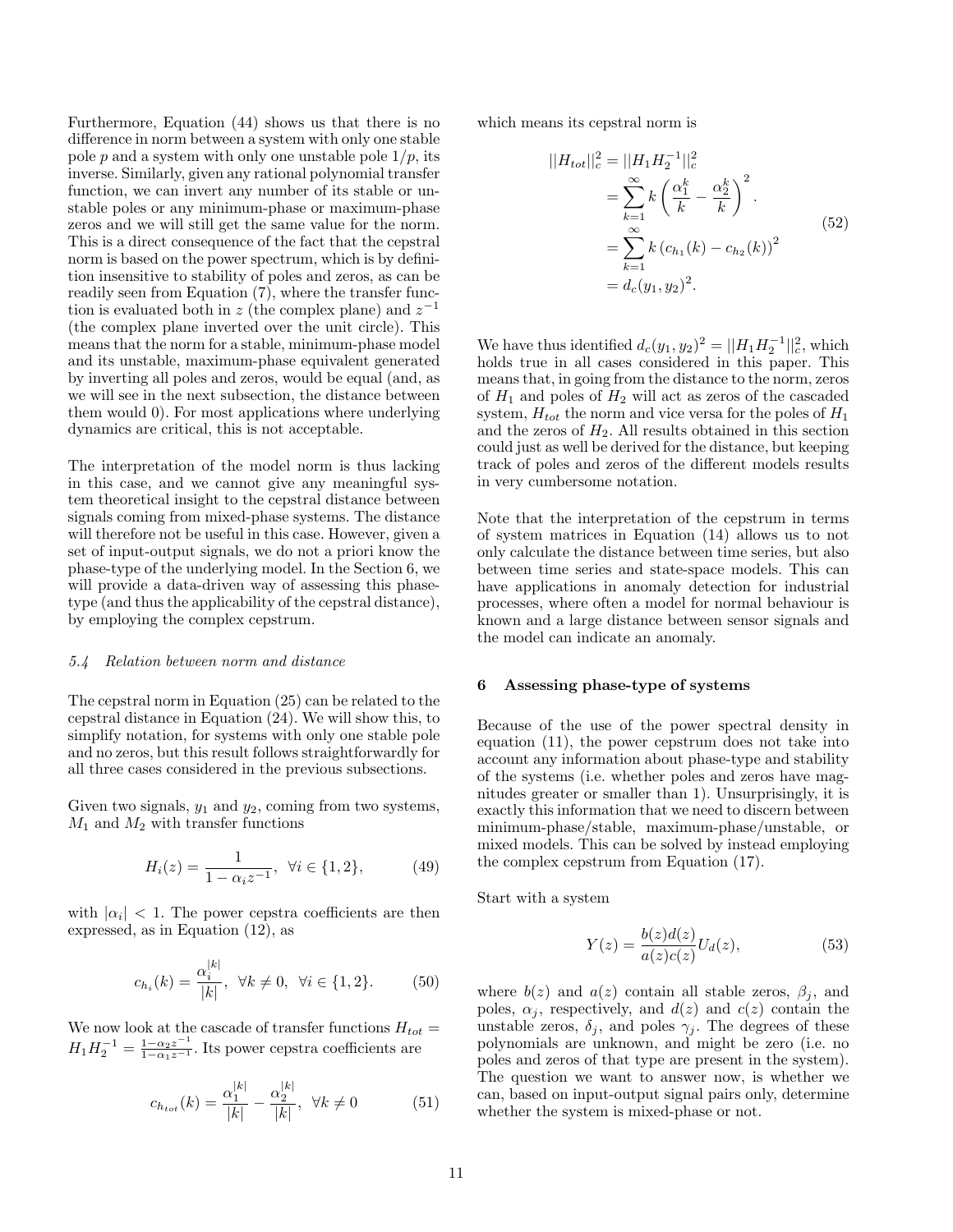Furthermore, Equation (44) shows us that there is no difference in norm between a system with only one stable pole $p$ and a system with only one unstable pole $1/p$, its inverse. Similarly, given any rational polynomial transfer function, we can invert any number of its stable or unstable poles or any minimum-phase or maximum-phase zeros and we will still get the same value for the norm. This is a direct consequence of the fact that the cepstral norm is based on the power spectrum, which is by definition insensitive to stability of poles and zeros, as can be readily seen from Equation (7), where the transfer function is evaluated both in $z$ (the complex plane) and $z^{-1}$ (the complex plane inverted over the unit circle). This means that the norm for a stable, minimum-phase model and its unstable, maximum-phase equivalent generated by inverting all poles and zeros, would be equal (and, as we will see in the next subsection, the distance between them would 0). For most applications where underlying dynamics are critical, this is not acceptable.

The interpretation of the model norm is thus lacking in this case, and we cannot give any meaningful system theoretical insight to the cepstral distance between signals coming from mixed-phase systems. The distance will therefore not be useful in this case. However, given a set of input-output signals, we do not a priori know the phase-type of the underlying model. In the Section 6, we will provide a data-driven way of assessing this phase-type (and thus the applicability of the cepstral distance), by employing the complex cepstrum.

### 5.4 Relation between norm and distance

The cepstral norm in Equation (25) can be related to the cepstral distance in Equation (24). We will show this, to simplify notation, for systems with only one stable pole and no zeros, but this result follows straightforwardly for all three cases considered in the previous subsections.

Given two signals, $y_1$ and $y_2$, coming from two systems, $M_1$ and $M_2$ with transfer functions

$$H_i(z) = \frac{1}{1 - \alpha_i z^{-1}}, \;\; \forall i \in \{1, 2\}, \tag{49}$$

with $|\alpha_i| < 1$. The power cepstra coefficients are then expressed, as in Equation (12), as

$$c_{h_i}(k) = \frac{\alpha_i^{|k|}}{|k|}, \;\; \forall k \neq 0, \;\; \forall i \in \{1, 2\}. \tag{50}$$

We now look at the cascade of transfer functions $H_{tot} = H_1 H_2^{-1} = \frac{1-\alpha_2 z^{-1}}{1-\alpha_1 z^{-1}}$. Its power cepstra coefficients are

$$c_{h_{tot}}(k) = \frac{\alpha_1^{|k|}}{|k|} - \frac{\alpha_2^{|k|}}{|k|}, \;\; \forall k \neq 0 \tag{51}$$

which means its cepstral norm is

$$\begin{aligned}
||H_{tot}||_c^2 &= ||H_1 H_2^{-1}||_c^2 \\
&= \sum_{k=1}^{\infty} k \left( \frac{\alpha_1^k}{k} - \frac{\alpha_2^k}{k} \right)^2 . \\
&= \sum_{k=1}^{\infty} k \left( c_{h_1}(k) - c_{h_2}(k) \right)^2 \\
&= d_c(y_1, y_2)^2.
\end{aligned} \tag{52}$$

We have thus identified $d_c(y_1, y_2)^2 = ||H_1 H_2^{-1}||_c^2$, which holds true in all cases considered in this paper. This means that, in going from the distance to the norm, zeros of $H_1$ and poles of $H_2$ will act as zeros of the cascaded system, $H_{tot}$ the norm and vice versa for the poles of $H_1$ and the zeros of $H_2$. All results obtained in this section could just as well be derived for the distance, but keeping track of poles and zeros of the different models results in very cumbersome notation.

Note that the interpretation of the cepstrum in terms of system matrices in Equation (14) allows us to not only calculate the distance between time series, but also between time series and state-space models. This can have applications in anomaly detection for industrial processes, where often a model for normal behaviour is known and a large distance between sensor signals and the model can indicate an anomaly.

## 6 Assessing phase-type of systems

Because of the use of the power spectral density in equation (11), the power cepstrum does not take into account any information about phase-type and stability of the systems (i.e. whether poles and zeros have magnitudes greater or smaller than 1). Unsurprisingly, it is exactly this information that we need to discern between minimum-phase/stable, maximum-phase/unstable, or mixed models. This can be solved by instead employing the complex cepstrum from Equation (17).

Start with a system

$$Y(z) = \frac{b(z)d(z)}{a(z)c(z)} U_d(z), \tag{53}$$

where $b(z)$ and $a(z)$ contain all stable zeros, $\beta_j$, and poles, $\alpha_j$, respectively, and $d(z)$ and $c(z)$ contain the unstable zeros, $\delta_j$, and poles $\gamma_j$. The degrees of these polynomials are unknown, and might be zero (i.e. no poles and zeros of that type are present in the system). The question we want to answer now, is whether we can, based on input-output signal pairs only, determine whether the system is mixed-phase or not.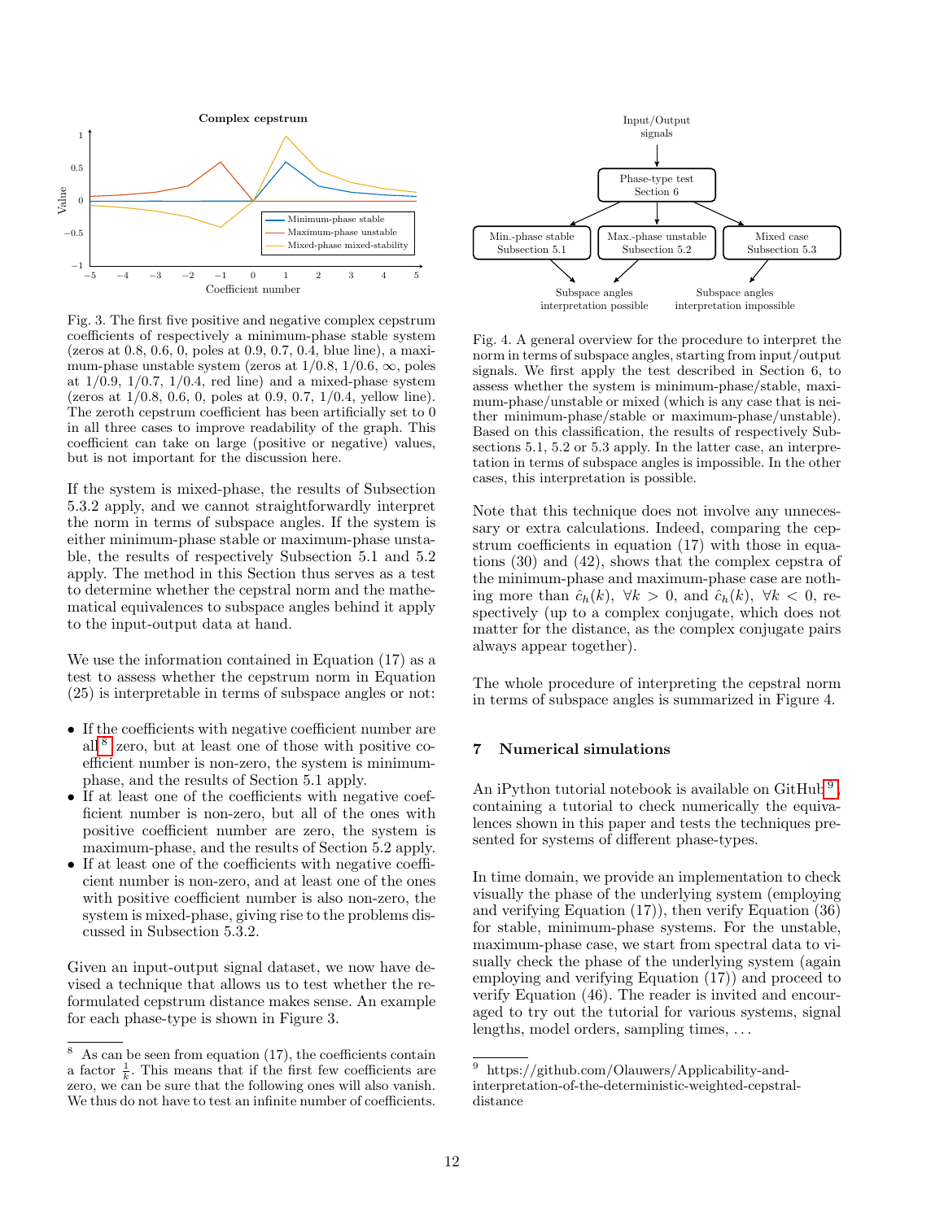Fig. 3. The first five positive and negative complex cepstrum coefficients of respectively a minimum-phase stable system (zeros at 0.8, 0.6, 0, poles at 0.9, 0.7, 0.4, blue line), a maximum-phase unstable system (zeros at 1/0.8, 1/0.6, ∞, poles at 1/0.9, 1/0.7, 1/0.4, red line) and a mixed-phase system (zeros at 1/0.8, 0.6, 0, poles at 0.9, 0.7, 1/0.4, yellow line). The zeroth cepstrum coefficient has been artificially set to 0 in all three cases to improve readability of the graph. This coefficient can take on large (positive or negative) values, but is not important for the discussion here.

If the system is mixed-phase, the results of Subsection 5.3.2 apply, and we cannot straightforwardly interpret the norm in terms of subspace angles. If the system is either minimum-phase stable or maximum-phase unstable, the results of respectively Subsection 5.1 and 5.2 apply. The method in this Section thus serves as a test to determine whether the cepstral norm and the mathematical equivalences to subspace angles behind it apply to the input-output data at hand.

We use the information contained in Equation (17) as a test to assess whether the cepstrum norm in Equation (25) is interpretable in terms of subspace angles or not:

- If the coefficients with negative coefficient number are all[8] zero, but at least one of those with positive coefficient number is non-zero, the system is minimum-phase, and the results of Section 5.1 apply.
- If at least one of the coefficients with negative coefficient number is non-zero, but all of the ones with positive coefficient number are zero, the system is maximum-phase, and the results of Section 5.2 apply.
- If at least one of the coefficients with negative coefficient number is non-zero, and at least one of the ones with positive coefficient number is also non-zero, the system is mixed-phase, giving rise to the problems discussed in Subsection 5.3.2.

Given an input-output signal dataset, we now have devised a technique that allows us to test whether the reformulated cepstrum distance makes sense. An example for each phase-type is shown in Figure 3.

[8] As can be seen from equation (17), the coefficients contain a factor $\frac{1}{k}$. This means that if the first few coefficients are zero, we can be sure that the following ones will also vanish. We thus do not have to test an infinite number of coefficients.

Fig. 4. A general overview for the procedure to interpret the norm in terms of subspace angles, starting from input/output signals. We first apply the test described in Section 6, to assess whether the system is minimum-phase/stable, maximum-phase/unstable or mixed (which is any case that is neither minimum-phase/stable or maximum-phase/unstable). Based on this classification, the results of respectively Subsections 5.1, 5.2 or 5.3 apply. In the latter case, an interpretation in terms of subspace angles is impossible. In the other cases, this interpretation is possible.

Note that this technique does not involve any unnecessary or extra calculations. Indeed, comparing the cepstrum coefficients in equation (17) with those in equations (30) and (42), shows that the complex cepstra of the minimum-phase and maximum-phase case are nothing more than $\hat{c}_h(k),\ \forall k > 0$, and $\hat{c}_h(k),\ \forall k < 0$, respectively (up to a complex conjugate, which does not matter for the distance, as the complex conjugate pairs always appear together).

The whole procedure of interpreting the cepstral norm in terms of subspace angles is summarized in Figure 4.

## 7 Numerical simulations

An iPython tutorial notebook is available on GitHub[9], containing a tutorial to check numerically the equivalences shown in this paper and tests the techniques presented for systems of different phase-types.

In time domain, we provide an implementation to check visually the phase of the underlying system (employing and verifying Equation (17)), then verify Equation (36) for stable, minimum-phase systems. For the unstable, maximum-phase case, we start from spectral data to visually check the phase of the underlying system (again employing and verifying Equation (17)) and proceed to verify Equation (46). The reader is invited and encouraged to try out the tutorial for various systems, signal lengths, model orders, sampling times, ...

[9] https://github.com/Olauwers/Applicability-and-interpretation-of-the-deterministic-weighted-cepstral-distance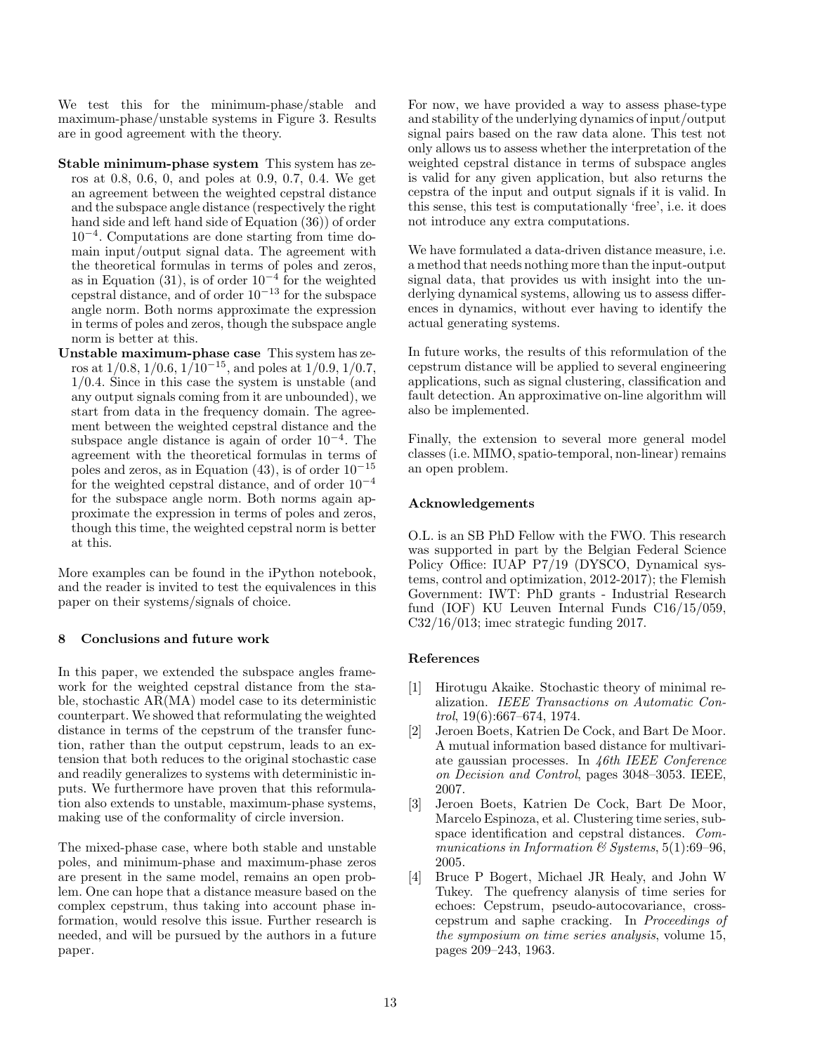We test this for the minimum-phase/stable and maximum-phase/unstable systems in Figure 3. Results are in good agreement with the theory.

**Stable minimum-phase system** This system has zeros at 0.8, 0.6, 0, and poles at 0.9, 0.7, 0.4. We get an agreement between the weighted cepstral distance and the subspace angle distance (respectively the right hand side and left hand side of Equation (36)) of order $10^{-4}$. Computations are done starting from time domain input/output signal data. The agreement with the theoretical formulas in terms of poles and zeros, as in Equation (31), is of order $10^{-4}$ for the weighted cepstral distance, and of order $10^{-13}$ for the subspace angle norm. Both norms approximate the expression in terms of poles and zeros, though the subspace angle norm is better at this.

**Unstable maximum-phase case** This system has zeros at $1/0.8$, $1/0.6$, $1/10^{-15}$, and poles at $1/0.9$, $1/0.7$, $1/0.4$. Since in this case the system is unstable (and any output signals coming from it are unbounded), we start from data in the frequency domain. The agreement between the weighted cepstral distance and the subspace angle distance is again of order $10^{-4}$. The agreement with the theoretical formulas in terms of poles and zeros, as in Equation (43), is of order $10^{-15}$ for the weighted cepstral distance, and of order $10^{-4}$ for the subspace angle norm. Both norms again approximate the expression in terms of poles and zeros, though this time, the weighted cepstral norm is better at this.

More examples can be found in the iPython notebook, and the reader is invited to test the equivalences in this paper on their systems/signals of choice.

## 8 Conclusions and future work

In this paper, we extended the subspace angles framework for the weighted cepstral distance from the stable, stochastic AR(MA) model case to its deterministic counterpart. We showed that reformulating the weighted distance in terms of the cepstrum of the transfer function, rather than the output cepstrum, leads to an extension that both reduces to the original stochastic case and readily generalizes to systems with deterministic inputs. We furthermore have proven that this reformulation also extends to unstable, maximum-phase systems, making use of the conformality of circle inversion.

The mixed-phase case, where both stable and unstable poles, and minimum-phase and maximum-phase zeros are present in the same model, remains an open problem. One can hope that a distance measure based on the complex cepstrum, thus taking into account phase information, would resolve this issue. Further research is needed, and will be pursued by the authors in a future paper.

For now, we have provided a way to assess phase-type and stability of the underlying dynamics of input/output signal pairs based on the raw data alone. This test not only allows us to assess whether the interpretation of the weighted cepstral distance in terms of subspace angles is valid for any given application, but also returns the cepstra of the input and output signals if it is valid. In this sense, this test is computationally 'free', i.e. it does not introduce any extra computations.

We have formulated a data-driven distance measure, i.e. a method that needs nothing more than the input-output signal data, that provides us with insight into the underlying dynamical systems, allowing us to assess differences in dynamics, without ever having to identify the actual generating systems.

In future works, the results of this reformulation of the cepstrum distance will be applied to several engineering applications, such as signal clustering, classification and fault detection. An approximative on-line algorithm will also be implemented.

Finally, the extension to several more general model classes (i.e. MIMO, spatio-temporal, non-linear) remains an open problem.

### Acknowledgements

O.L. is an SB PhD Fellow with the FWO. This research was supported in part by the Belgian Federal Science Policy Office: IUAP P7/19 (DYSCO, Dynamical systems, control and optimization, 2012-2017); the Flemish Government: IWT: PhD grants - Industrial Research fund (IOF) KU Leuven Internal Funds C16/15/059, C32/16/013; imec strategic funding 2017.

### References

[1] Hirotugu Akaike. Stochastic theory of minimal realization. *IEEE Transactions on Automatic Control*, 19(6):667–674, 1974.

[2] Jeroen Boets, Katrien De Cock, and Bart De Moor. A mutual information based distance for multivariate gaussian processes. In *46th IEEE Conference on Decision and Control*, pages 3048–3053. IEEE, 2007.

[3] Jeroen Boets, Katrien De Cock, Bart De Moor, Marcelo Espinoza, et al. Clustering time series, subspace identification and cepstral distances. *Communications in Information & Systems*, 5(1):69–96, 2005.

[4] Bruce P Bogert, Michael JR Healy, and John W Tukey. The quefrency alanysis of time series for echoes: Cepstrum, pseudo-autocovariance, cross-cepstrum and saphe cracking. In *Proceedings of the symposium on time series analysis*, volume 15, pages 209–243, 1963.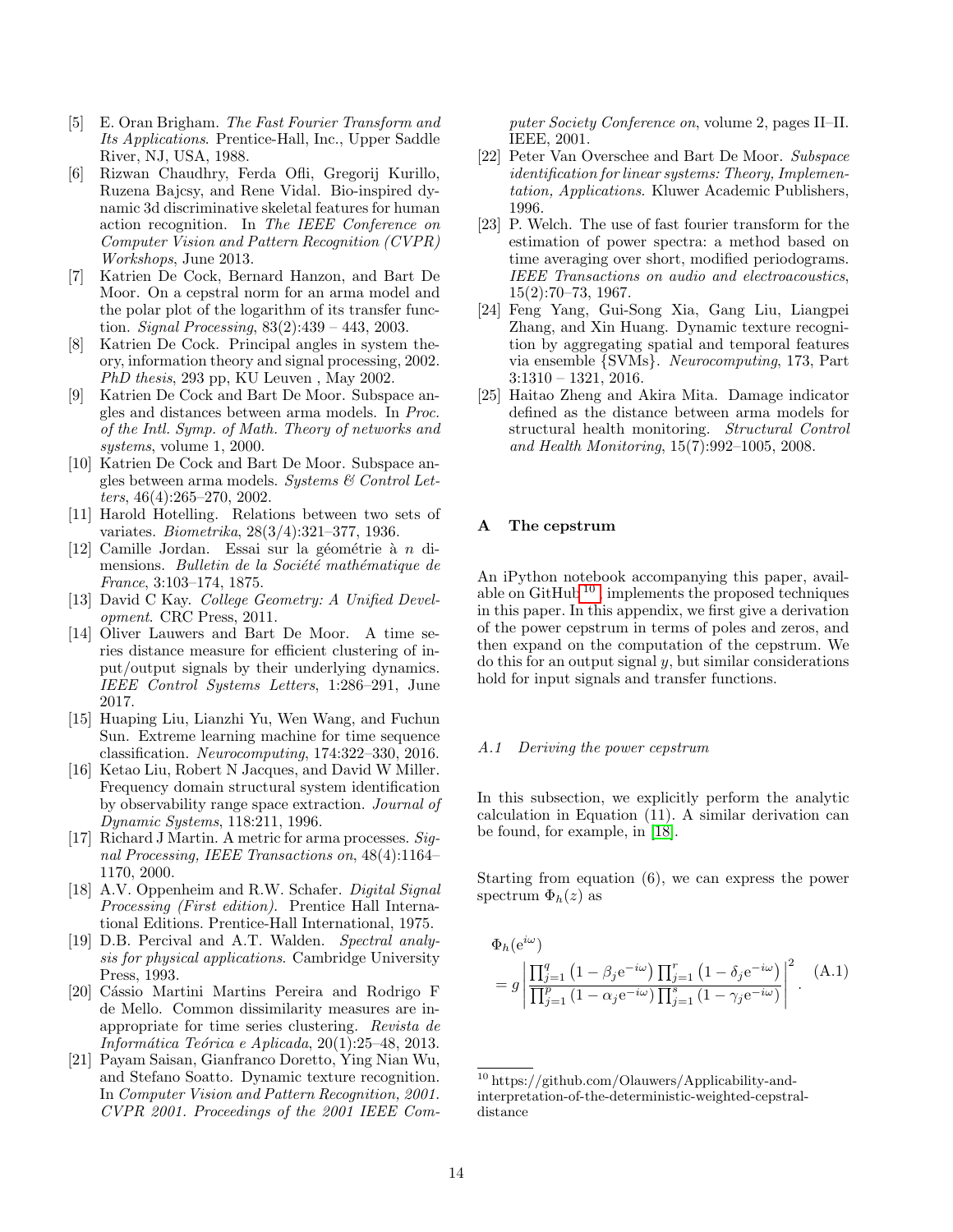[5] E. Oran Brigham. *The Fast Fourier Transform and Its Applications*. Prentice-Hall, Inc., Upper Saddle River, NJ, USA, 1988.

[6] Rizwan Chaudhry, Ferda Ofli, Gregorij Kurillo, Ruzena Bajcsy, and Rene Vidal. Bio-inspired dynamic 3d discriminative skeletal features for human action recognition. In *The IEEE Conference on Computer Vision and Pattern Recognition (CVPR) Workshops*, June 2013.

[7] Katrien De Cock, Bernard Hanzon, and Bart De Moor. On a cepstral norm for an arma model and the polar plot of the logarithm of its transfer function. *Signal Processing*, 83(2):439 – 443, 2003.

[8] Katrien De Cock. Principal angles in system theory, information theory and signal processing, 2002. *PhD thesis*, 293 pp, KU Leuven , May 2002.

[9] Katrien De Cock and Bart De Moor. Subspace angles and distances between arma models. In *Proc. of the Intl. Symp. of Math. Theory of networks and systems*, volume 1, 2000.

[10] Katrien De Cock and Bart De Moor. Subspace angles between arma models. *Systems & Control Letters*, 46(4):265–270, 2002.

[11] Harold Hotelling. Relations between two sets of variates. *Biometrika*, 28(3/4):321–377, 1936.

[12] Camille Jordan. Essai sur la géométrie à $n$ dimensions. *Bulletin de la Société mathématique de France*, 3:103–174, 1875.

[13] David C Kay. *College Geometry: A Unified Development*. CRC Press, 2011.

[14] Oliver Lauwers and Bart De Moor. A time series distance measure for efficient clustering of input/output signals by their underlying dynamics. *IEEE Control Systems Letters*, 1:286–291, June 2017.

[15] Huaping Liu, Lianzhi Yu, Wen Wang, and Fuchun Sun. Extreme learning machine for time sequence classification. *Neurocomputing*, 174:322–330, 2016.

[16] Ketao Liu, Robert N Jacques, and David W Miller. Frequency domain structural system identification by observability range space extraction. *Journal of Dynamic Systems*, 118:211, 1996.

[17] Richard J Martin. A metric for arma processes. *Signal Processing, IEEE Transactions on*, 48(4):1164–1170, 2000.

[18] A.V. Oppenheim and R.W. Schafer. *Digital Signal Processing (First edition)*. Prentice Hall International Editions. Prentice-Hall International, 1975.

[19] D.B. Percival and A.T. Walden. *Spectral analysis for physical applications*. Cambridge University Press, 1993.

[20] Cássio Martini Martins Pereira and Rodrigo F de Mello. Common dissimilarity measures are inappropriate for time series clustering. *Revista de Informática Teórica e Aplicada*, 20(1):25–48, 2013.

[21] Payam Saisan, Gianfranco Doretto, Ying Nian Wu, and Stefano Soatto. Dynamic texture recognition. In *Computer Vision and Pattern Recognition, 2001. CVPR 2001. Proceedings of the 2001 IEEE Computer Society Conference on*, volume 2, pages II–II. IEEE, 2001.

[22] Peter Van Overschee and Bart De Moor. *Subspace identification for linear systems: Theory, Implementation, Applications*. Kluwer Academic Publishers, 1996.

[23] P. Welch. The use of fast fourier transform for the estimation of power spectra: a method based on time averaging over short, modified periodograms. *IEEE Transactions on audio and electroacoustics*, 15(2):70–73, 1967.

[24] Feng Yang, Gui-Song Xia, Gang Liu, Liangpei Zhang, and Xin Huang. Dynamic texture recognition by aggregating spatial and temporal features via ensemble {SVMs}. *Neurocomputing*, 173, Part 3:1310 – 1321, 2016.

[25] Haitao Zheng and Akira Mita. Damage indicator defined as the distance between arma models for structural health monitoring. *Structural Control and Health Monitoring*, 15(7):992–1005, 2008.

## A The cepstrum

An iPython notebook accompanying this paper, available on GitHub[10], implements the proposed techniques in this paper. In this appendix, we first give a derivation of the power cepstrum in terms of poles and zeros, and then expand on the computation of the cepstrum. We do this for an output signal $y$, but similar considerations hold for input signals and transfer functions.

### *A.1 Deriving the power cepstrum*

In this subsection, we explicitly perform the analytic calculation in Equation (11). A similar derivation can be found, for example, in [18].

Starting from equation (6), we can express the power spectrum $\Phi_h(z)$ as

$$\Phi_h(\mathrm{e}^{i\omega}) = g \left| \frac{\prod_{j=1}^{q} \left(1 - \beta_j \mathrm{e}^{-i\omega}\right) \prod_{j=1}^{r} \left(1 - \delta_j \mathrm{e}^{-i\omega}\right)}{\prod_{j=1}^{p} \left(1 - \alpha_j \mathrm{e}^{-i\omega}\right) \prod_{j=1}^{s} \left(1 - \gamma_j \mathrm{e}^{-i\omega}\right)} \right|^2 . \quad \text{(A.1)}$$

[10] https://github.com/Olauwers/Applicability-and-interpretation-of-the-deterministic-weighted-cepstral-distance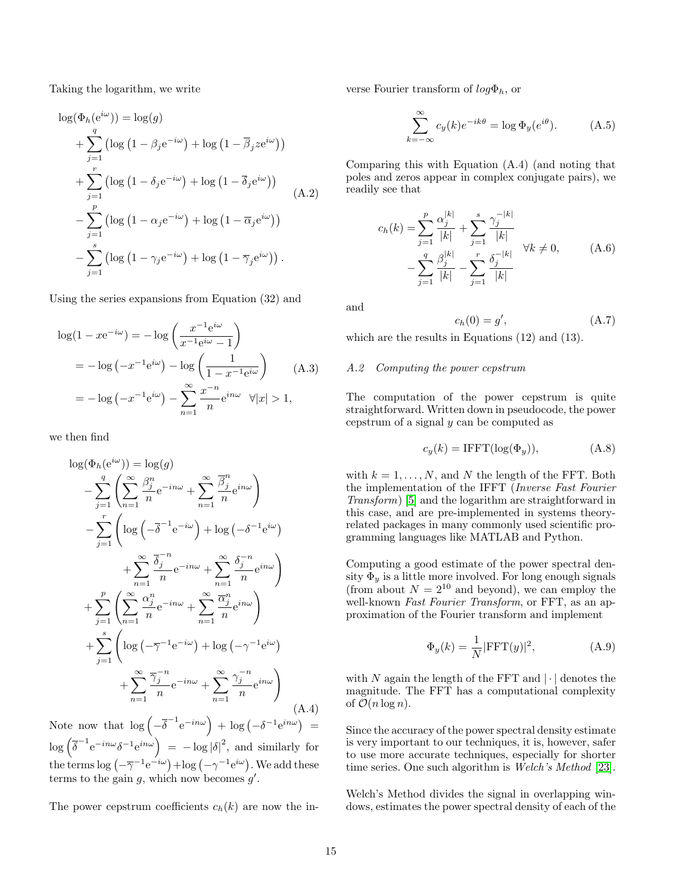Taking the logarithm, we write

$$
\begin{aligned}
\log(\Phi_h(\mathrm{e}^{i\omega})) &= \log(g) \\
&+ \sum_{j=1}^{q} \left( \log\left(1-\beta_j \mathrm{e}^{-i\omega}\right) + \log\left(1-\overline{\beta}_j z \mathrm{e}^{i\omega}\right) \right) \\
&+ \sum_{j=1}^{r} \left( \log\left(1-\delta_j \mathrm{e}^{-i\omega}\right) + \log\left(1-\overline{\delta}_j \mathrm{e}^{i\omega}\right) \right) \\
&- \sum_{j=1}^{p} \left( \log\left(1-\alpha_j \mathrm{e}^{-i\omega}\right) + \log\left(1-\overline{\alpha}_j \mathrm{e}^{i\omega}\right) \right) \\
&- \sum_{j=1}^{s} \left( \log\left(1-\gamma_j \mathrm{e}^{-i\omega}\right) + \log\left(1-\overline{\gamma}_j \mathrm{e}^{i\omega}\right) \right).
\end{aligned}
\tag{A.2}
$$

Using the series expansions from Equation (32) and

$$
\begin{aligned}
\log(1-x\mathrm{e}^{-i\omega}) &= -\log\left(\frac{x^{-1}\mathrm{e}^{i\omega}}{x^{-1}\mathrm{e}^{i\omega}-1}\right) \\
&= -\log\left(-x^{-1}\mathrm{e}^{i\omega}\right) - \log\left(\frac{1}{1-x^{-1}\mathrm{e}^{i\omega}}\right) \\
&= -\log\left(-x^{-1}\mathrm{e}^{i\omega}\right) - \sum_{n=1}^{\infty} \frac{x^{-n}}{n}\mathrm{e}^{in\omega} \quad \forall |x|>1,
\end{aligned}
\tag{A.3}
$$

we then find

$$
\begin{aligned}
\log(\Phi_h(\mathrm{e}^{i\omega})) &= \log(g) \\
&- \sum_{j=1}^{q} \left( \sum_{n=1}^{\infty} \frac{\beta_j^n}{n}\mathrm{e}^{-in\omega} + \sum_{n=1}^{\infty} \frac{\overline{\beta}_j^n}{n}\mathrm{e}^{in\omega} \right) \\
&- \sum_{j=1}^{r} \Bigg( \log\left(-\overline{\delta}^{-1}\mathrm{e}^{-i\omega}\right) + \log\left(-\delta^{-1}\mathrm{e}^{i\omega}\right) \\
&\qquad + \sum_{n=1}^{\infty} \frac{\overline{\delta}_j^{-n}}{n}\mathrm{e}^{-in\omega} + \sum_{n=1}^{\infty} \frac{\delta_j^{-n}}{n}\mathrm{e}^{in\omega} \Bigg) \\
&+ \sum_{j=1}^{p} \left( \sum_{n=1}^{\infty} \frac{\alpha_j^n}{n}\mathrm{e}^{-in\omega} + \sum_{n=1}^{\infty} \frac{\overline{\alpha}_j^n}{n}\mathrm{e}^{in\omega} \right) \\
&+ \sum_{j=1}^{s} \Bigg( \log\left(-\overline{\gamma}^{-1}\mathrm{e}^{-i\omega}\right) + \log\left(-\gamma^{-1}\mathrm{e}^{i\omega}\right) \\
&\qquad + \sum_{n=1}^{\infty} \frac{\overline{\gamma}_j^{-n}}{n}\mathrm{e}^{-in\omega} + \sum_{n=1}^{\infty} \frac{\gamma_j^{-n}}{n}\mathrm{e}^{in\omega} \Bigg)
\end{aligned}
\tag{A.4}
$$

Note now that $\log\left(-\overline{\delta}^{-1}\mathrm{e}^{-in\omega}\right) + \log\left(-\delta^{-1}\mathrm{e}^{in\omega}\right) = \log\left(\overline{\delta}^{-1}\mathrm{e}^{-in\omega}\delta^{-1}\mathrm{e}^{in\omega}\right) = -\log|\delta|^2$, and similarly for the terms $\log\left(-\overline{\gamma}^{-1}\mathrm{e}^{-i\omega}\right) + \log\left(-\gamma^{-1}\mathrm{e}^{i\omega}\right)$. We add these terms to the gain $g$, which now becomes $g'$.

The power cepstrum coefficients $c_h(k)$ are now the inverse Fourier transform of $log\Phi_h$, or

$$
\sum_{k=-\infty}^{\infty} c_y(k) e^{-ik\theta} = \log \Phi_y(e^{i\theta}). \tag{A.5}
$$

Comparing this with Equation (A.4) (and noting that poles and zeros appear in complex conjugate pairs), we readily see that

$$
\begin{aligned}
c_h(k) = &\sum_{j=1}^{p} \frac{\alpha_j^{|k|}}{|k|} + \sum_{j=1}^{s} \frac{\gamma_j^{-|k|}}{|k|} \\
&- \sum_{j=1}^{q} \frac{\beta_j^{|k|}}{|k|} - \sum_{j=1}^{r} \frac{\delta_j^{-|k|}}{|k|}
\end{aligned}
\quad \forall k \neq 0, \tag{A.6}
$$

and

$$
c_h(0) = g', \tag{A.7}
$$

which are the results in Equations (12) and (13).

### A.2 Computing the power cepstrum

The computation of the power cepstrum is quite straightforward. Written down in pseudocode, the power cepstrum of a signal $y$ can be computed as

$$
c_y(k) = \mathrm{IFFT}(\log(\Phi_y)), \tag{A.8}
$$

with $k = 1, \ldots, N$, and $N$ the length of the FFT. Both the implementation of the IFFT (*Inverse Fast Fourier Transform*) [5] and the logarithm are straightforward in this case, and are pre-implemented in systems theory-related packages in many commonly used scientific programming languages like MATLAB and Python.

Computing a good estimate of the power spectral density $\Phi_y$ is a little more involved. For long enough signals (from about $N = 2^{10}$ and beyond), we can employ the well-known *Fast Fourier Transform*, or FFT, as an approximation of the Fourier transform and implement

$$
\Phi_y(k) = \frac{1}{N}|\mathrm{FFT}(y)|^2, \tag{A.9}
$$

with $N$ again the length of the FFT and $|\cdot|$ denotes the magnitude. The FFT has a computational complexity of $\mathcal{O}(n \log n)$.

Since the accuracy of the power spectral density estimate is very important to our techniques, it is, however, safer to use more accurate techniques, especially for shorter time series. One such algorithm is *Welch's Method* [23].

Welch's Method divides the signal in overlapping windows, estimates the power spectral density of each of the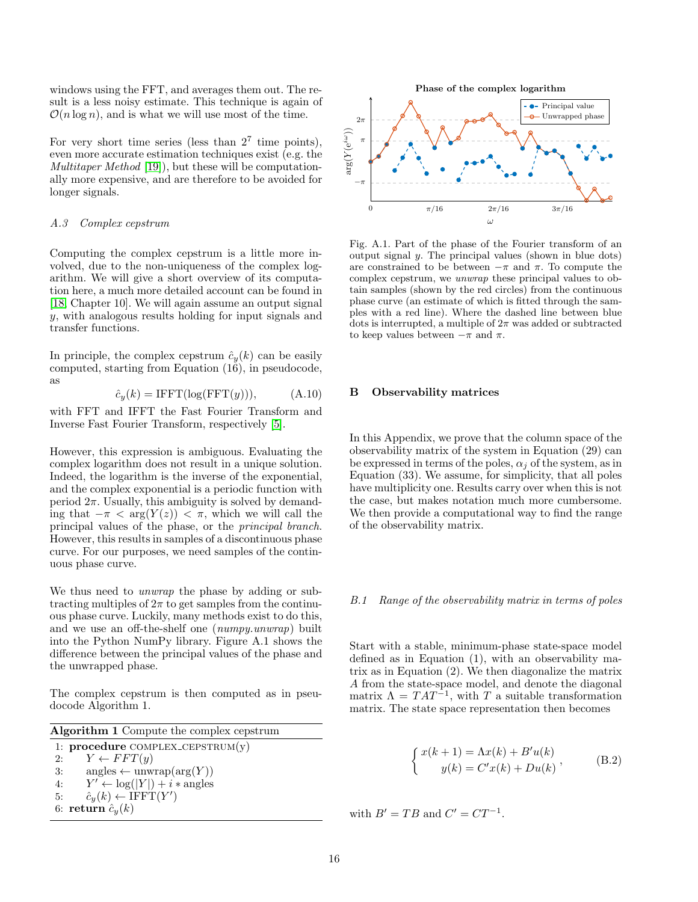windows using the FFT, and averages them out. The result is a less noisy estimate. This technique is again of $\mathcal{O}(n \log n)$, and is what we will use most of the time.

For very short time series (less than $2^7$ time points), even more accurate estimation techniques exist (e.g. the *Multitaper Method* [19]), but these will be computationally more expensive, and are therefore to be avoided for longer signals.

### A.3 Complex cepstrum

Computing the complex cepstrum is a little more involved, due to the non-uniqueness of the complex logarithm. We will give a short overview of its computation here, a much more detailed account can be found in [18, Chapter 10]. We will again assume an output signal $y$, with analogous results holding for input signals and transfer functions.

In principle, the complex cepstrum $\hat{c}_y(k)$ can be easily computed, starting from Equation (16), in pseudocode, as

$$\hat{c}_y(k) = \text{IFFT}(\log(\text{FFT}(y))), \tag{A.10}$$

with FFT and IFFT the Fast Fourier Transform and Inverse Fast Fourier Transform, respectively [5].

However, this expression is ambiguous. Evaluating the complex logarithm does not result in a unique solution. Indeed, the logarithm is the inverse of the exponential, and the complex exponential is a periodic function with period $2\pi$. Usually, this ambiguity is solved by demanding that $-\pi < \arg(Y(z)) < \pi$, which we will call the principal values of the phase, or the *principal branch*. However, this results in samples of a discontinuous phase curve. For our purposes, we need samples of the continuous phase curve.

We thus need to *unwrap* the phase by adding or subtracting multiples of $2\pi$ to get samples from the continuous phase curve. Luckily, many methods exist to do this, and we use an off-the-shelf one (*numpy.unwrap*) built into the Python NumPy library. Figure A.1 shows the difference between the principal values of the phase and the unwrapped phase.

The complex cepstrum is then computed as in pseudocode Algorithm 1.

**Algorithm 1** Compute the complex cepstrum

```
1: procedure COMPLEX_CEPSTRUM(y)
2:     Y ← FFT(y)
3:     angles ← unwrap(arg(Y))
4:     Y' ← log(|Y|) + i * angles
5:     ĉ_y(k) ← IFFT(Y')
6: return ĉ_y(k)
```

Fig. A.1. Part of the phase of the Fourier transform of an output signal $y$. The principal values (shown in blue dots) are constrained to be between $-\pi$ and $\pi$. To compute the complex cepstrum, we *unwrap* these principal values to obtain samples (shown by the red circles) from the continuous phase curve (an estimate of which is fitted through the samples with a red line). Where the dashed line between blue dots is interrupted, a multiple of $2\pi$ was added or subtracted to keep values between $-\pi$ and $\pi$.

## B Observability matrices

In this Appendix, we prove that the column space of the observability matrix of the system in Equation (29) can be expressed in terms of the poles, $\alpha_j$ of the system, as in Equation (33). We assume, for simplicity, that all poles have multiplicity one. Results carry over when this is not the case, but makes notation much more cumbersome. We then provide a computational way to find the range of the observability matrix.

### B.1 Range of the observability matrix in terms of poles

Start with a stable, minimum-phase state-space model defined as in Equation (1), with an observability matrix as in Equation (2). We then diagonalize the matrix $A$ from the state-space model, and denote the diagonal matrix $\Lambda = TAT^{-1}$, with $T$ a suitable transformation matrix. The state space representation then becomes

$$\begin{cases} x(k+1) = \Lambda x(k) + B'u(k) \\ y(k) = C'x(k) + Du(k) \end{cases}, \tag{B.2}$$

with $B' = TB$ and $C' = CT^{-1}$.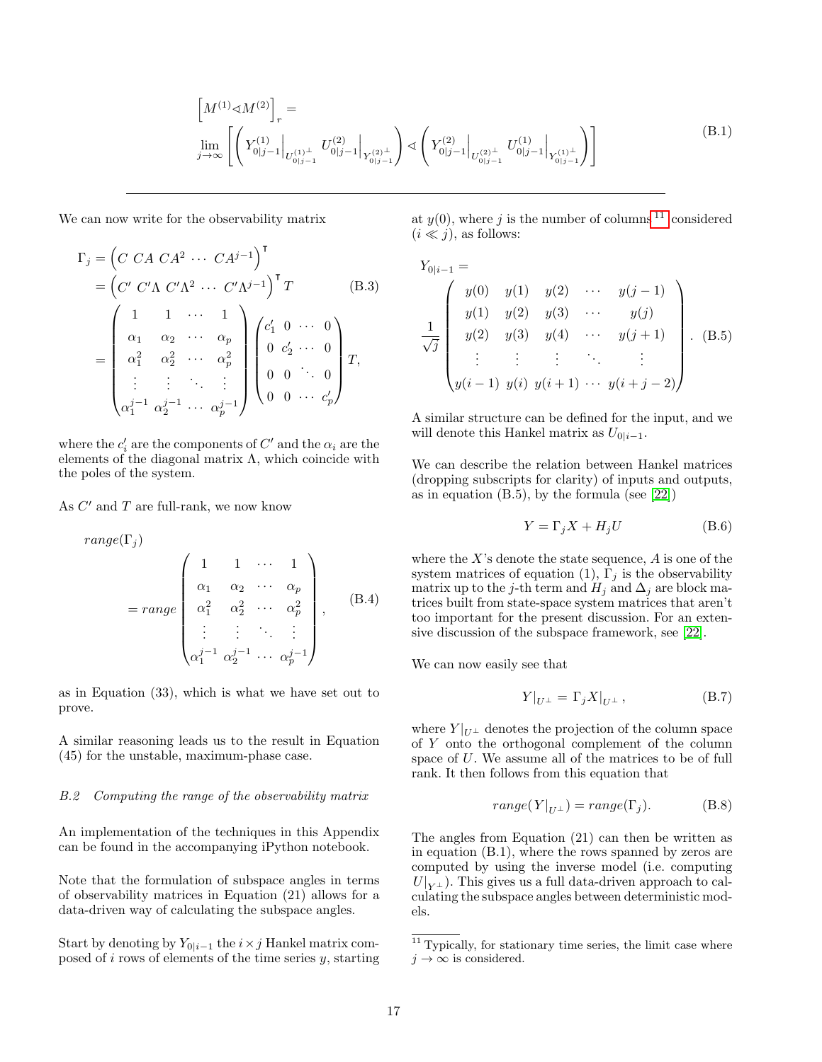$$\left[M^{(1)} \triangleleft M^{(2)}\right]_r = \lim_{j\to\infty}\left[\left(Y^{(1)}_{0|j-1}\Big|_{U^{(1)\perp}_{0|j-1}}\ U^{(2)}_{0|j-1}\Big|_{Y^{(2)\perp}_{0|j-1}}\right) \triangleleft \left(Y^{(2)}_{0|j-1}\Big|_{U^{(2)\perp}_{0|j-1}}\ U^{(1)}_{0|j-1}\Big|_{Y^{(1)\perp}_{0|j-1}}\right)\right] \tag{B.1}$$

We can now write for the observability matrix

$$\begin{aligned}\Gamma_j &= \left(C\ CA\ CA^2\ \cdots\ CA^{j-1}\right)^{\intercal} \\ &= \left(C'\ C'\Lambda\ C'\Lambda^2\ \cdots\ C'\Lambda^{j-1}\right)^{\intercal} T \\ &= \begin{pmatrix} 1 & 1 & \cdots & 1 \\ \alpha_1 & \alpha_2 & \cdots & \alpha_p \\ \alpha_1^2 & \alpha_2^2 & \cdots & \alpha_p^2 \\ \vdots & \vdots & \ddots & \vdots \\ \alpha_1^{j-1} & \alpha_2^{j-1} & \cdots & \alpha_p^{j-1} \end{pmatrix} \begin{pmatrix} c_1' & 0 & \cdots & 0 \\ 0 & c_2' & \cdots & 0 \\ 0 & 0 & \ddots & 0 \\ 0 & 0 & \cdots & c_p' \end{pmatrix} T,\end{aligned} \tag{B.3}$$

where the $c_i'$ are the components of $C'$ and the $\alpha_i$ are the elements of the diagonal matrix $\Lambda$, which coincide with the poles of the system.

As $C'$ and $T$ are full-rank, we now know

$$range(\Gamma_j) = range\begin{pmatrix} 1 & 1 & \cdots & 1 \\ \alpha_1 & \alpha_2 & \cdots & \alpha_p \\ \alpha_1^2 & \alpha_2^2 & \cdots & \alpha_p^2 \\ \vdots & \vdots & \ddots & \vdots \\ \alpha_1^{j-1} & \alpha_2^{j-1} & \cdots & \alpha_p^{j-1} \end{pmatrix}, \tag{B.4}$$

as in Equation (33), which is what we have set out to prove.

A similar reasoning leads us to the result in Equation (45) for the unstable, maximum-phase case.

### *B.2 Computing the range of the observability matrix*

An implementation of the techniques in this Appendix can be found in the accompanying iPython notebook.

Note that the formulation of subspace angles in terms of observability matrices in Equation (21) allows for a data-driven way of calculating the subspace angles.

Start by denoting by $Y_{0|i-1}$ the $i \times j$ Hankel matrix composed of $i$ rows of elements of the time series $y$, starting at $y(0)$, where $j$ is the number of columns[11] considered ($i \ll j$), as follows:

$$Y_{0|i-1} = \frac{1}{\sqrt{j}}\begin{pmatrix} y(0) & y(1) & y(2) & \cdots & y(j-1) \\ y(1) & y(2) & y(3) & \cdots & y(j) \\ y(2) & y(3) & y(4) & \cdots & y(j+1) \\ \vdots & \vdots & \vdots & \ddots & \vdots \\ y(i-1) & y(i) & y(i+1) & \cdots & y(i+j-2) \end{pmatrix}. \tag{B.5}$$

A similar structure can be defined for the input, and we will denote this Hankel matrix as $U_{0|i-1}$.

We can describe the relation between Hankel matrices (dropping subscripts for clarity) of inputs and outputs, as in equation (B.5), by the formula (see [22])

$$Y = \Gamma_j X + H_j U \tag{B.6}$$

where the $X$'s denote the state sequence, $A$ is one of the system matrices of equation (1), $\Gamma_j$ is the observability matrix up to the $j$-th term and $H_j$ and $\Delta_j$ are block matrices built from state-space system matrices that aren't too important for the present discussion. For an extensive discussion of the subspace framework, see [22].

We can now easily see that

$$Y|_{U^\perp} = \Gamma_j X|_{U^\perp}, \tag{B.7}$$

where $Y|_{U^\perp}$ denotes the projection of the column space of $Y$ onto the orthogonal complement of the column space of $U$. We assume all of the matrices to be of full rank. It then follows from this equation that

$$range(Y|_{U^\perp}) = range(\Gamma_j). \tag{B.8}$$

The angles from Equation (21) can then be written as in equation (B.1), where the rows spanned by zeros are computed by using the inverse model (i.e. computing $U|_{Y^\perp}$). This gives us a full data-driven approach to calculating the subspace angles between deterministic models.

[11] Typically, for stationary time series, the limit case where $j \to \infty$ is considered.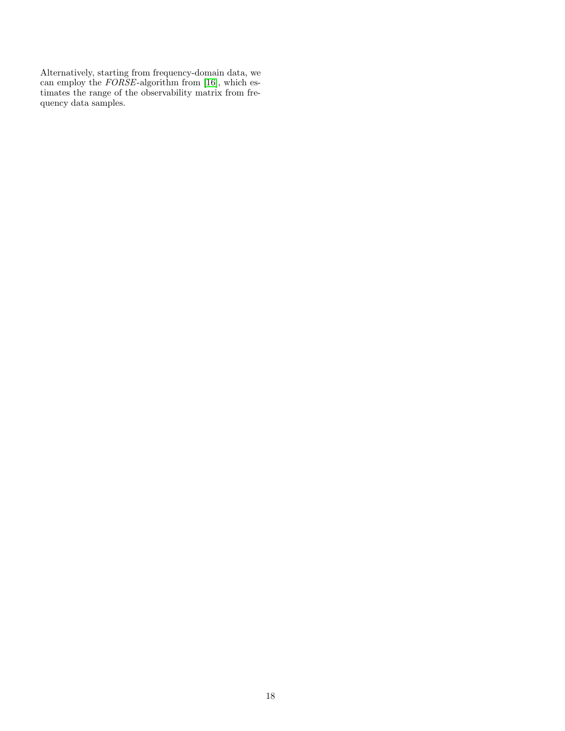Alternatively, starting from frequency-domain data, we can employ the *FORSE*-algorithm from [16], which estimates the range of the observability matrix from frequency data samples.